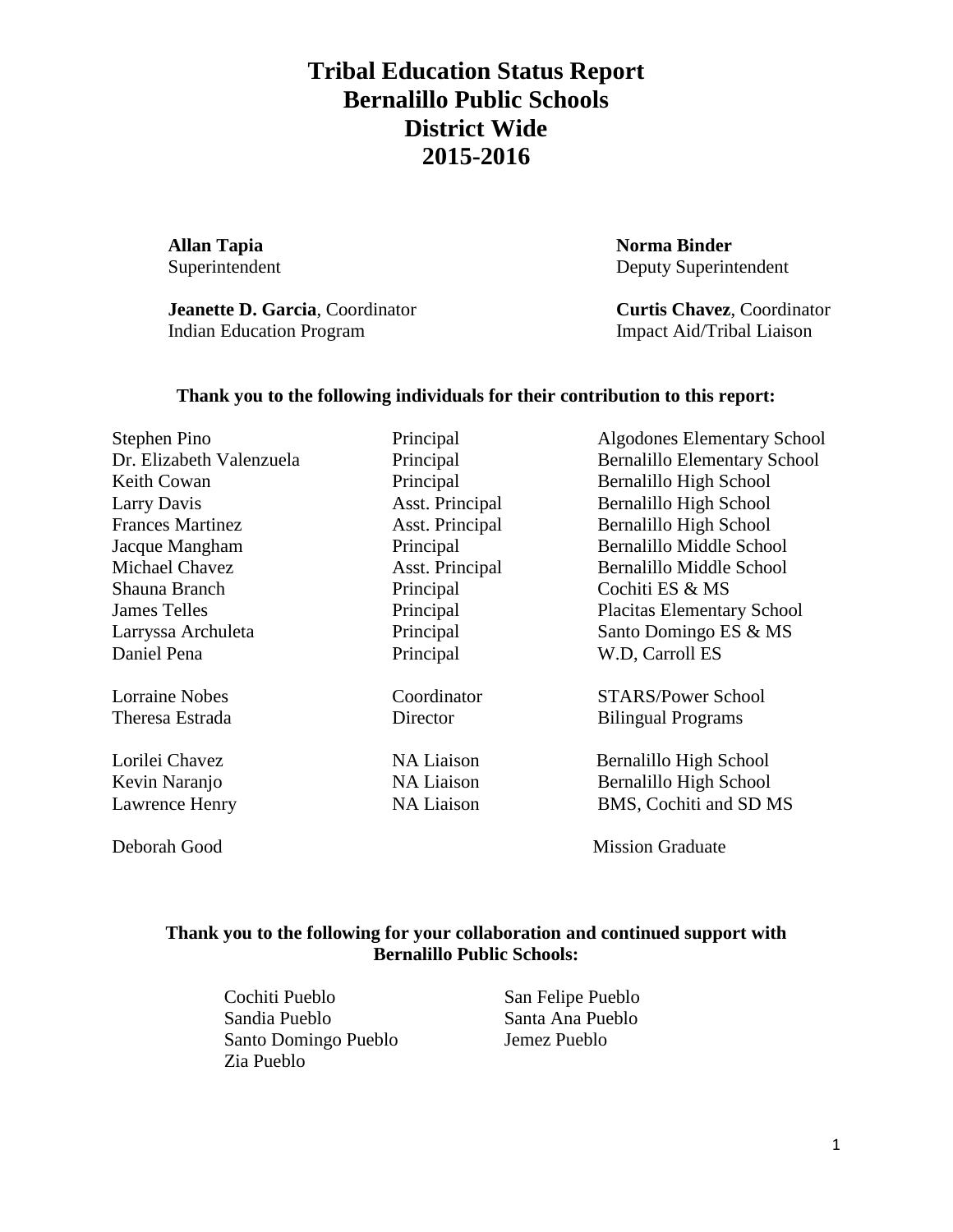# Tribal Education Status Report
# Bernalillo Public Schools
# District Wide
# 2015-2016

**Allan Tapia**
Superintendent

**Norma Binder**
Deputy Superintendent

**Jeanette D. Garcia**, Coordinator
Indian Education Program

**Curtis Chavez**, Coordinator
Impact Aid/Tribal Liaison

**Thank you to the following individuals for their contribution to this report:**

| | | |
|---|---|---|
| Stephen Pino | Principal | Algodones Elementary School |
| Dr. Elizabeth Valenzuela | Principal | Bernalillo Elementary School |
| Keith Cowan | Principal | Bernalillo High School |
| Larry Davis | Asst. Principal | Bernalillo High School |
| Frances Martinez | Asst. Principal | Bernalillo High School |
| Jacque Mangham | Principal | Bernalillo Middle School |
| Michael Chavez | Asst. Principal | Bernalillo Middle School |
| Shauna Branch | Principal | Cochiti ES & MS |
| James Telles | Principal | Placitas Elementary School |
| Larryssa Archuleta | Principal | Santo Domingo ES & MS |
| Daniel Pena | Principal | W.D, Carroll ES |
| Lorraine Nobes | Coordinator | STARS/Power School |
| Theresa Estrada | Director | Bilingual Programs |
| Lorilei Chavez | NA Liaison | Bernalillo High School |
| Kevin Naranjo | NA Liaison | Bernalillo High School |
| Lawrence Henry | NA Liaison | BMS, Cochiti and SD MS |
| Deborah Good | | Mission Graduate |

**Thank you to the following for your collaboration and continued support with Bernalillo Public Schools:**

- Cochiti Pueblo
- Sandia Pueblo
- Santo Domingo Pueblo
- Zia Pueblo
- San Felipe Pueblo
- Santa Ana Pueblo
- Jemez Pueblo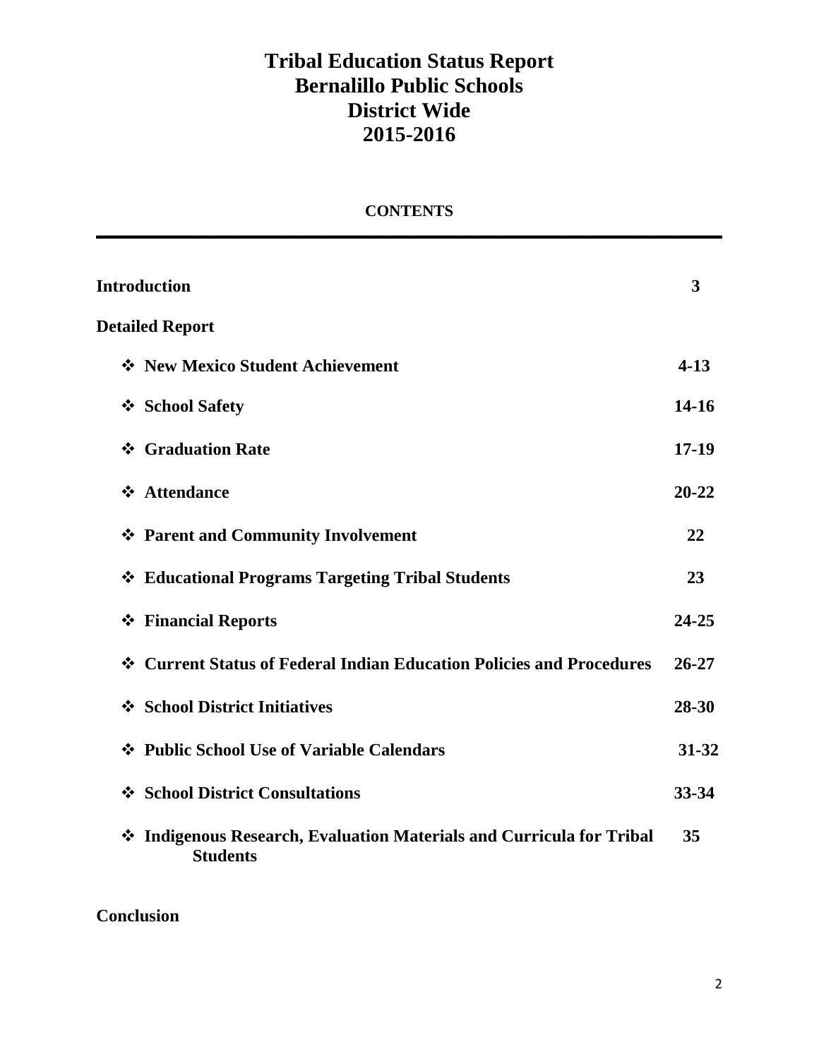# Tribal Education Status Report
# Bernalillo Public Schools
# District Wide
# 2015-2016

**CONTENTS**

| | |
|---|---|
| **Introduction** | **3** |
| **Detailed Report** | |
| ❖ **New Mexico Student Achievement** | **4-13** |
| ❖ **School Safety** | **14-16** |
| ❖ **Graduation Rate** | **17-19** |
| ❖ **Attendance** | **20-22** |
| ❖ **Parent and Community Involvement** | **22** |
| ❖ **Educational Programs Targeting Tribal Students** | **23** |
| ❖ **Financial Reports** | **24-25** |
| ❖ **Current Status of Federal Indian Education Policies and Procedures** | **26-27** |
| ❖ **School District Initiatives** | **28-30** |
| ❖ **Public School Use of Variable Calendars** | **31-32** |
| ❖ **School District Consultations** | **33-34** |
| ❖ **Indigenous Research, Evaluation Materials and Curricula for Tribal Students** | **35** |
| **Conclusion** | |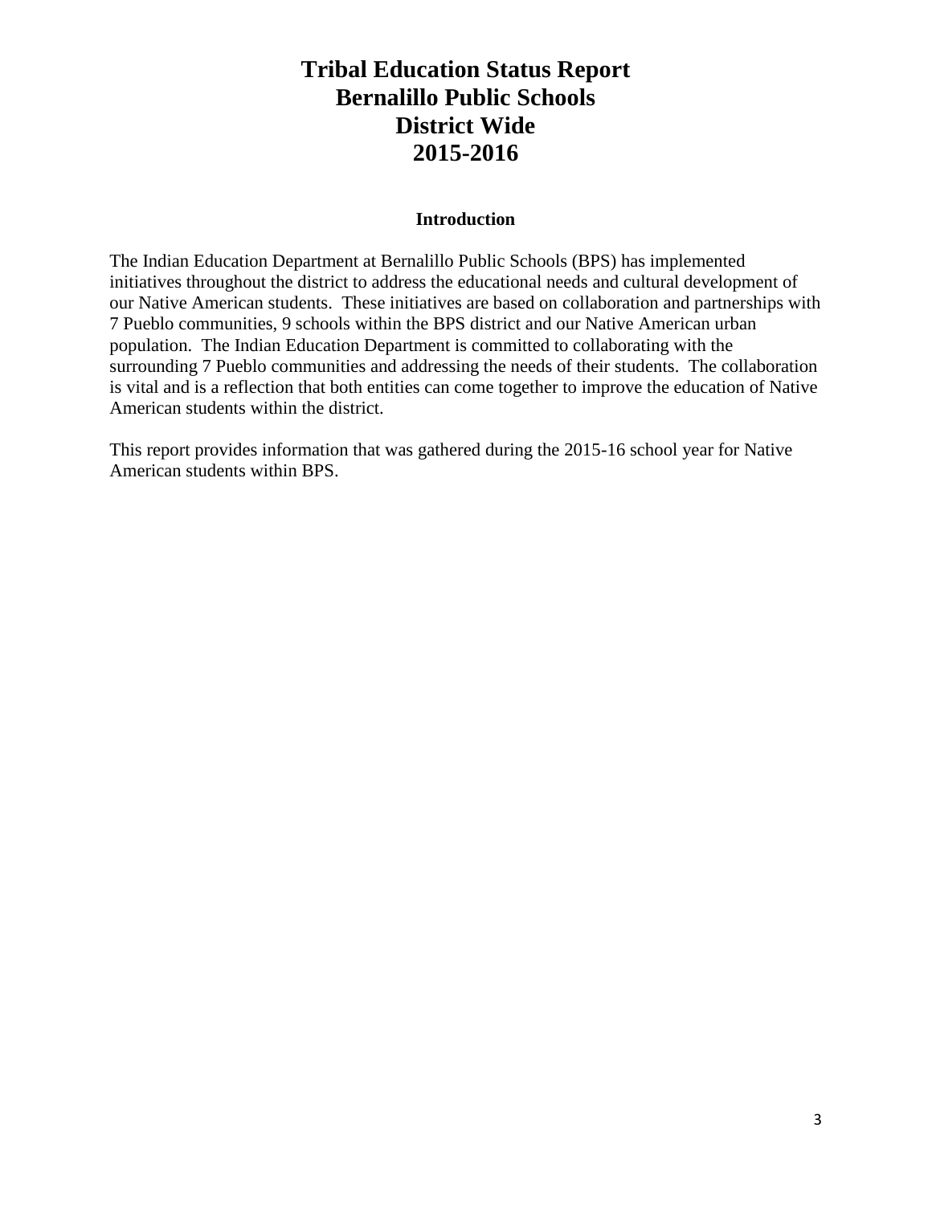# Tribal Education Status Report
# Bernalillo Public Schools
# District Wide
# 2015-2016

### Introduction

The Indian Education Department at Bernalillo Public Schools (BPS) has implemented initiatives throughout the district to address the educational needs and cultural development of our Native American students. These initiatives are based on collaboration and partnerships with 7 Pueblo communities, 9 schools within the BPS district and our Native American urban population. The Indian Education Department is committed to collaborating with the surrounding 7 Pueblo communities and addressing the needs of their students. The collaboration is vital and is a reflection that both entities can come together to improve the education of Native American students within the district.

This report provides information that was gathered during the 2015-16 school year for Native American students within BPS.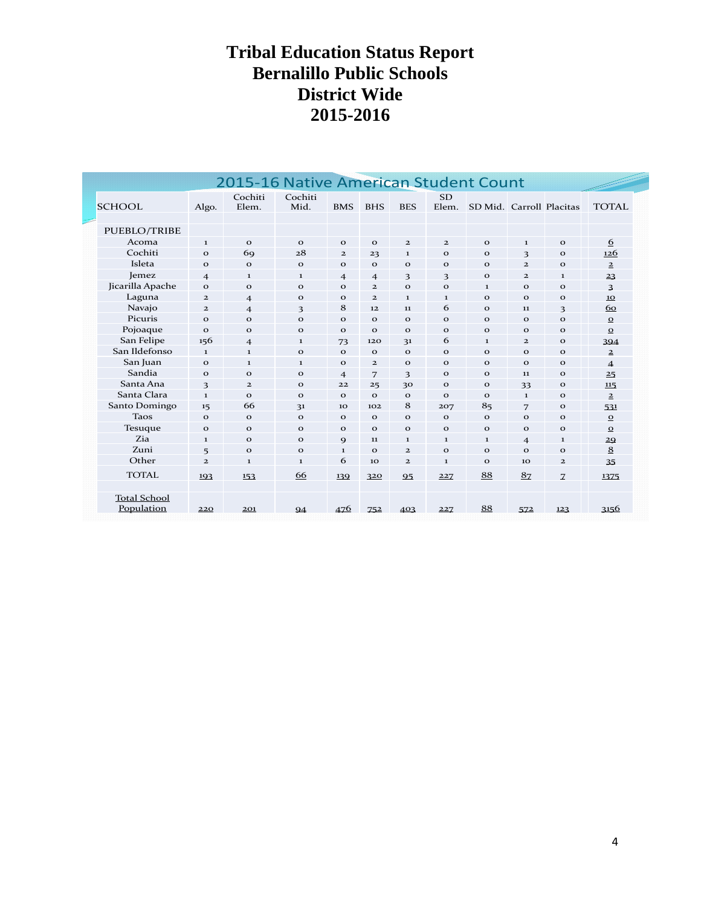# Tribal Education Status Report
# Bernalillo Public Schools
# District Wide
# 2015-2016

## 2015-16 Native American Student Count

| SCHOOL | Algo. | Cochiti Elem. | Cochiti Mid. | BMS | BHS | BES | SD Elem. | SD Mid. | Carroll | Placitas | TOTAL |
|---|---|---|---|---|---|---|---|---|---|---|---|
| PUEBLO/TRIBE | | | | | | | | | | | |
| Acoma | 1 | 0 | 0 | 0 | 0 | 2 | 2 | 0 | 1 | 0 | 6 |
| Cochiti | 0 | 69 | 28 | 2 | 23 | 1 | 0 | 0 | 3 | 0 | 126 |
| Isleta | 0 | 0 | 0 | 0 | 0 | 0 | 0 | 0 | 2 | 0 | 2 |
| Jemez | 4 | 1 | 1 | 4 | 4 | 3 | 3 | 0 | 2 | 1 | 23 |
| Jicarilla Apache | 0 | 0 | 0 | 0 | 2 | 0 | 0 | 1 | 0 | 0 | 3 |
| Laguna | 2 | 4 | 0 | 0 | 2 | 1 | 1 | 0 | 0 | 0 | 10 |
| Navajo | 2 | 4 | 3 | 8 | 12 | 11 | 6 | 0 | 11 | 3 | 60 |
| Picuris | 0 | 0 | 0 | 0 | 0 | 0 | 0 | 0 | 0 | 0 | 0 |
| Pojoaque | 0 | 0 | 0 | 0 | 0 | 0 | 0 | 0 | 0 | 0 | 0 |
| San Felipe | 156 | 4 | 1 | 73 | 120 | 31 | 6 | 1 | 2 | 0 | 394 |
| San Ildefonso | 1 | 1 | 0 | 0 | 0 | 0 | 0 | 0 | 0 | 0 | 2 |
| San Juan | 0 | 1 | 1 | 0 | 2 | 0 | 0 | 0 | 0 | 0 | 4 |
| Sandia | 0 | 0 | 0 | 4 | 7 | 3 | 0 | 0 | 11 | 0 | 25 |
| Santa Ana | 3 | 2 | 0 | 22 | 25 | 30 | 0 | 0 | 33 | 0 | 115 |
| Santa Clara | 1 | 0 | 0 | 0 | 0 | 0 | 0 | 0 | 1 | 0 | 2 |
| Santo Domingo | 15 | 66 | 31 | 10 | 102 | 8 | 207 | 85 | 7 | 0 | 531 |
| Taos | 0 | 0 | 0 | 0 | 0 | 0 | 0 | 0 | 0 | 0 | 0 |
| Tesuque | 0 | 0 | 0 | 0 | 0 | 0 | 0 | 0 | 0 | 0 | 0 |
| Zia | 1 | 0 | 0 | 9 | 11 | 1 | 1 | 1 | 4 | 1 | 29 |
| Zuni | 5 | 0 | 0 | 1 | 0 | 2 | 0 | 0 | 0 | 0 | 8 |
| Other | 2 | 1 | 1 | 6 | 10 | 2 | 1 | 0 | 10 | 2 | 35 |
| TOTAL | 193 | 153 | 66 | 139 | 320 | 95 | 227 | 88 | 87 | 7 | 1375 |
| Total School Population | 220 | 201 | 94 | 476 | 752 | 403 | 227 | 88 | 572 | 123 | 3156 |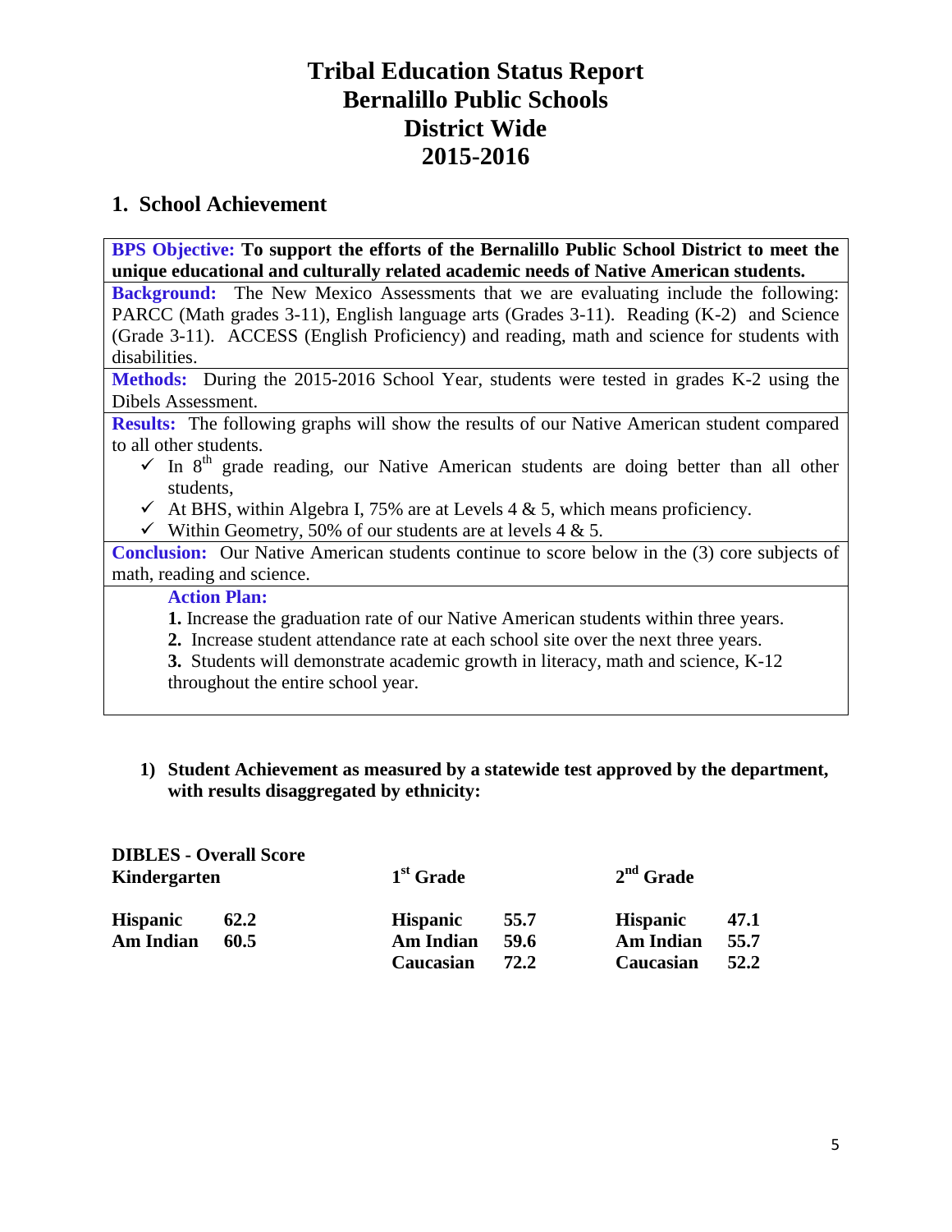# Tribal Education Status Report
# Bernalillo Public Schools
# District Wide
# 2015-2016

## 1. School Achievement

**BPS Objective: To support the efforts of the Bernalillo Public School District to meet the unique educational and culturally related academic needs of Native American students.**

**Background:** The New Mexico Assessments that we are evaluating include the following: PARCC (Math grades 3-11), English language arts (Grades 3-11). Reading (K-2) and Science (Grade 3-11). ACCESS (English Proficiency) and reading, math and science for students with disabilities.

**Methods:** During the 2015-2016 School Year, students were tested in grades K-2 using the Dibels Assessment.

**Results:** The following graphs will show the results of our Native American student compared to all other students.

- ✓ In 8th grade reading, our Native American students are doing better than all other students,
- ✓ At BHS, within Algebra I, 75% are at Levels 4 & 5, which means proficiency.
- ✓ Within Geometry, 50% of our students are at levels 4 & 5.

**Conclusion:** Our Native American students continue to score below in the (3) core subjects of math, reading and science.

**Action Plan:**

1. Increase the graduation rate of our Native American students within three years.
2. Increase student attendance rate at each school site over the next three years.
3. Students will demonstrate academic growth in literacy, math and science, K-12 throughout the entire school year.

**1) Student Achievement as measured by a statewide test approved by the department, with results disaggregated by ethnicity:**

**DIBLES - Overall Score**

| Kindergarten | | 1st Grade | | 2nd Grade | |
|---|---|---|---|---|---|
| **Hispanic** | **62.2** | **Hispanic** | **55.7** | **Hispanic** | **47.1** |
| **Am Indian** | **60.5** | **Am Indian** | **59.6** | **Am Indian** | **55.7** |
| | | **Caucasian** | **72.2** | **Caucasian** | **52.2** |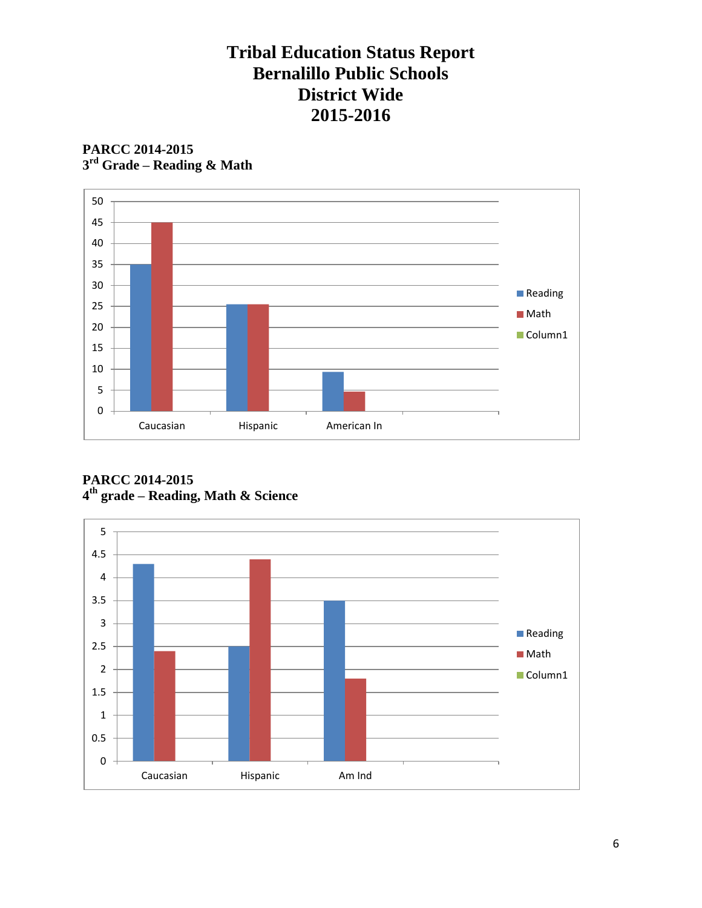# Tribal Education Status Report
# Bernalillo Public Schools
# District Wide
# 2015-2016

**PARCC 2014-2015**
**3rd Grade – Reading & Math**

| | Reading | Math | Column1 |
|---|---|---|---|
| Caucasian | 35 | 45 | |
| Hispanic | 25.5 | 25.5 | |
| American In | 9.4 | 4.7 | |

**PARCC 2014-2015**
**4th grade – Reading, Math & Science**

| | Reading | Math | Column1 |
|---|---|---|---|
| Caucasian | 4.3 | 2.4 | |
| Hispanic | 2.5 | 4.4 | |
| Am Ind | 3.5 | 1.8 | |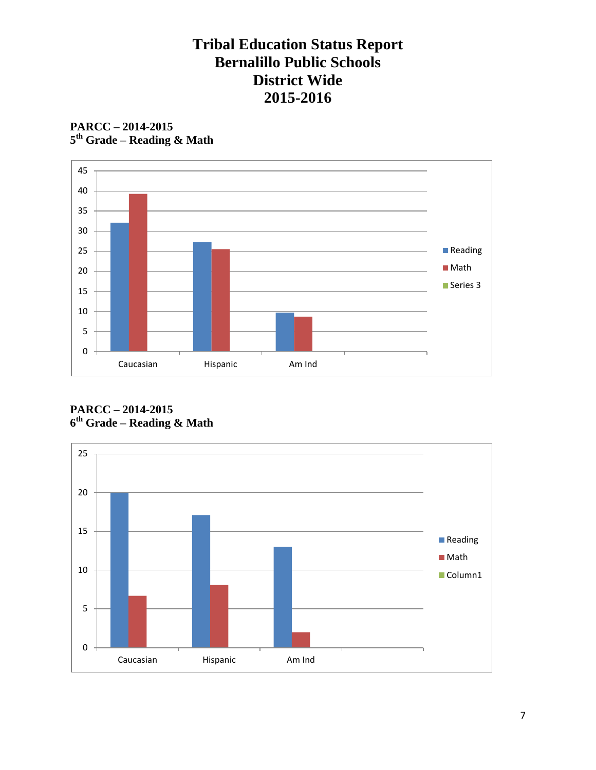# Tribal Education Status Report
# Bernalillo Public Schools
# District Wide
# 2015-2016

**PARCC – 2014-2015**
**5th Grade – Reading & Math**

**PARCC – 2014-2015**
**6th Grade – Reading & Math**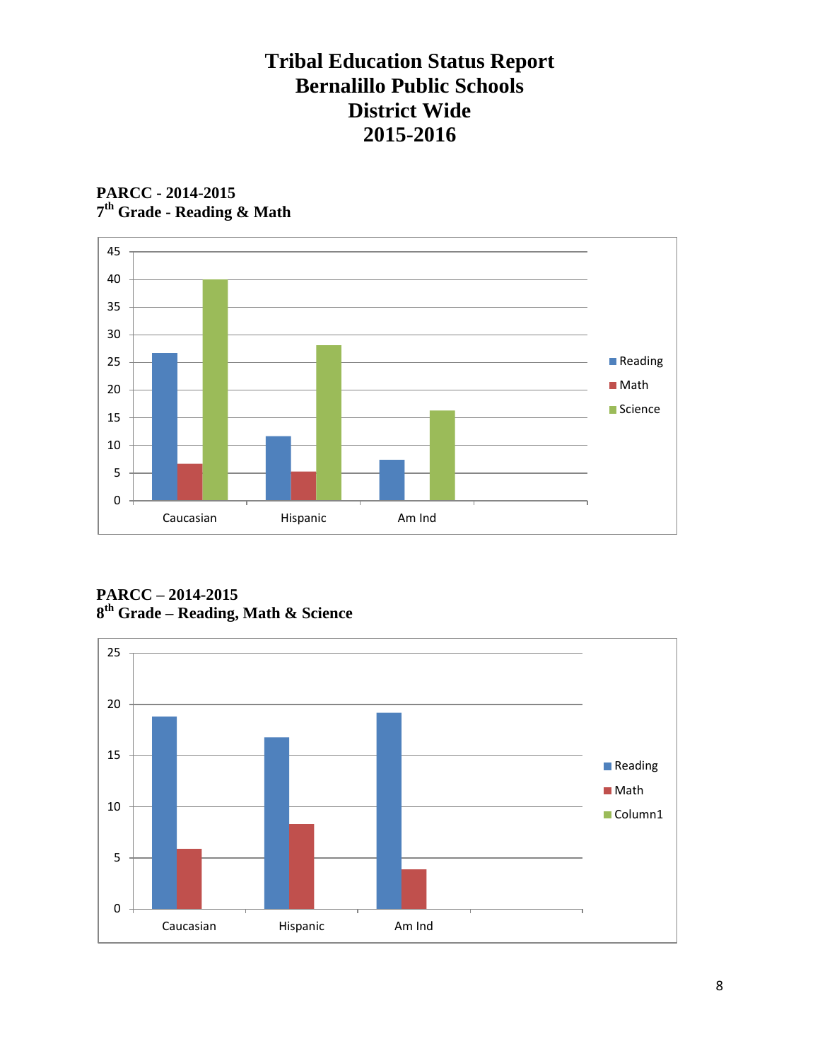# Tribal Education Status Report
# Bernalillo Public Schools
# District Wide
# 2015-2016

**PARCC - 2014-2015**
**7th Grade - Reading & Math**

| | Reading | Math | Science |
|---|---|---|---|
| Caucasian | 26.7 | 6.7 | 40 |
| Hispanic | 11.6 | 5.2 | 28.1 |
| Am Ind | 7.4 | | 16.3 |

**PARCC – 2014-2015**
**8th Grade – Reading, Math & Science**

| | Reading | Math | Column1 |
|---|---|---|---|
| Caucasian | 18.8 | 5.9 | |
| Hispanic | 16.8 | 8.3 | |
| Am Ind | 19.2 | 3.9 | |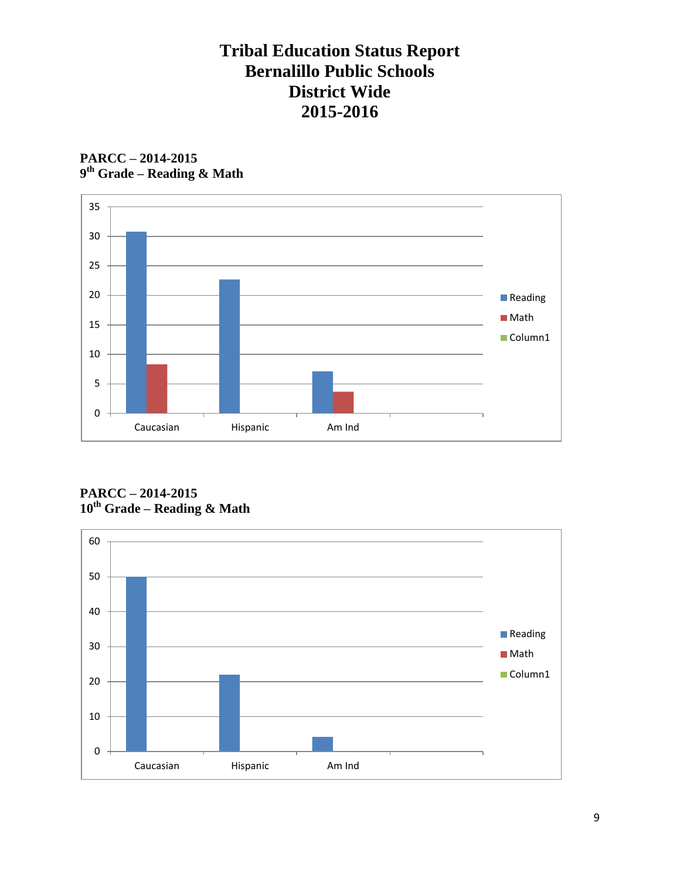# Tribal Education Status Report
# Bernalillo Public Schools
# District Wide
# 2015-2016

**PARCC – 2014-2015**
**9th Grade – Reading & Math**

**PARCC – 2014-2015**
**10th Grade – Reading & Math**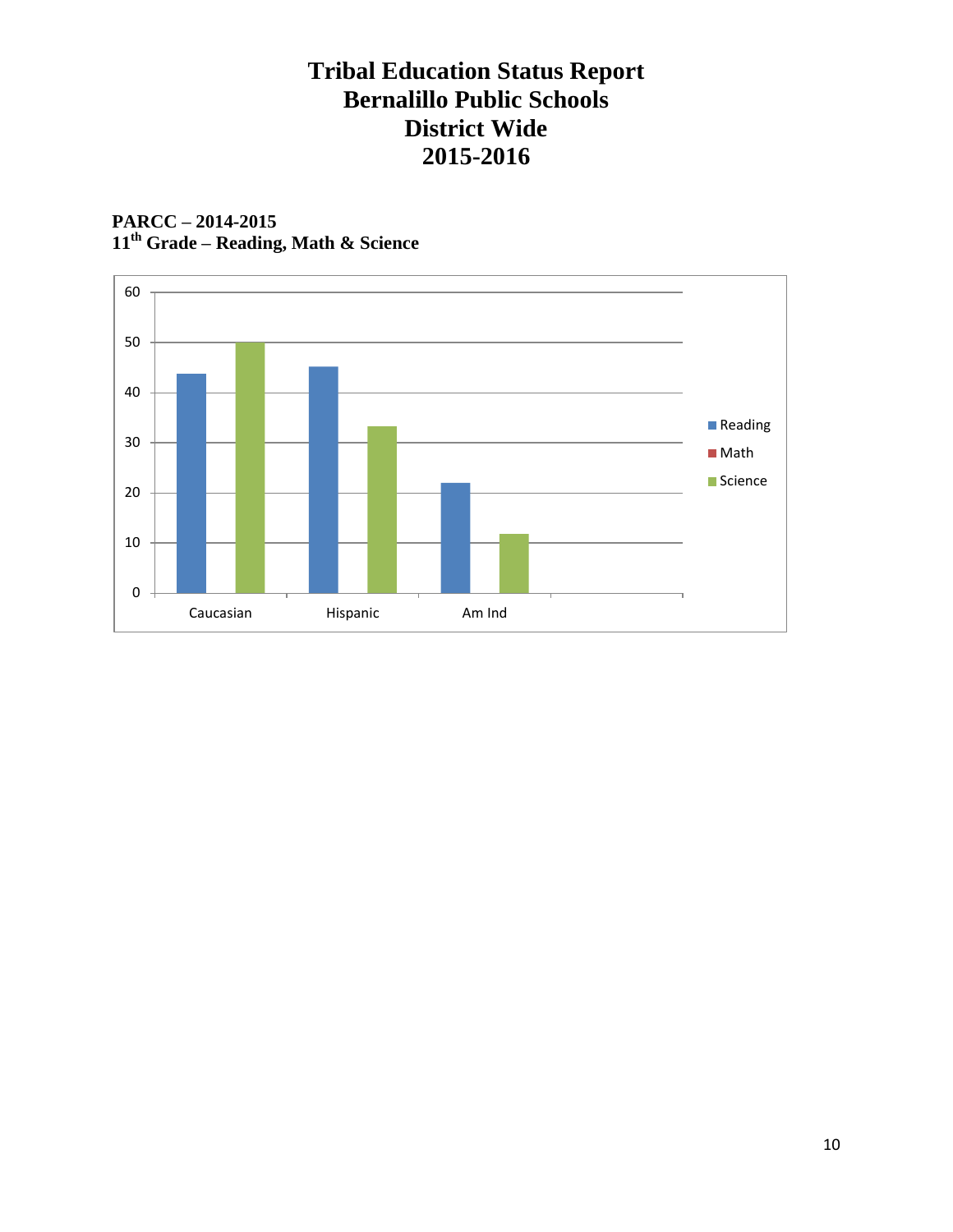# Tribal Education Status Report
# Bernalillo Public Schools
# District Wide
# 2015-2016

**PARCC – 2014-2015**
**11th Grade – Reading, Math & Science**

| | Reading | Math | Science |
|---|---|---|---|
| Caucasian | 44 | | 50 |
| Hispanic | 45 | | 33 |
| Am Ind | 22 | | 12 |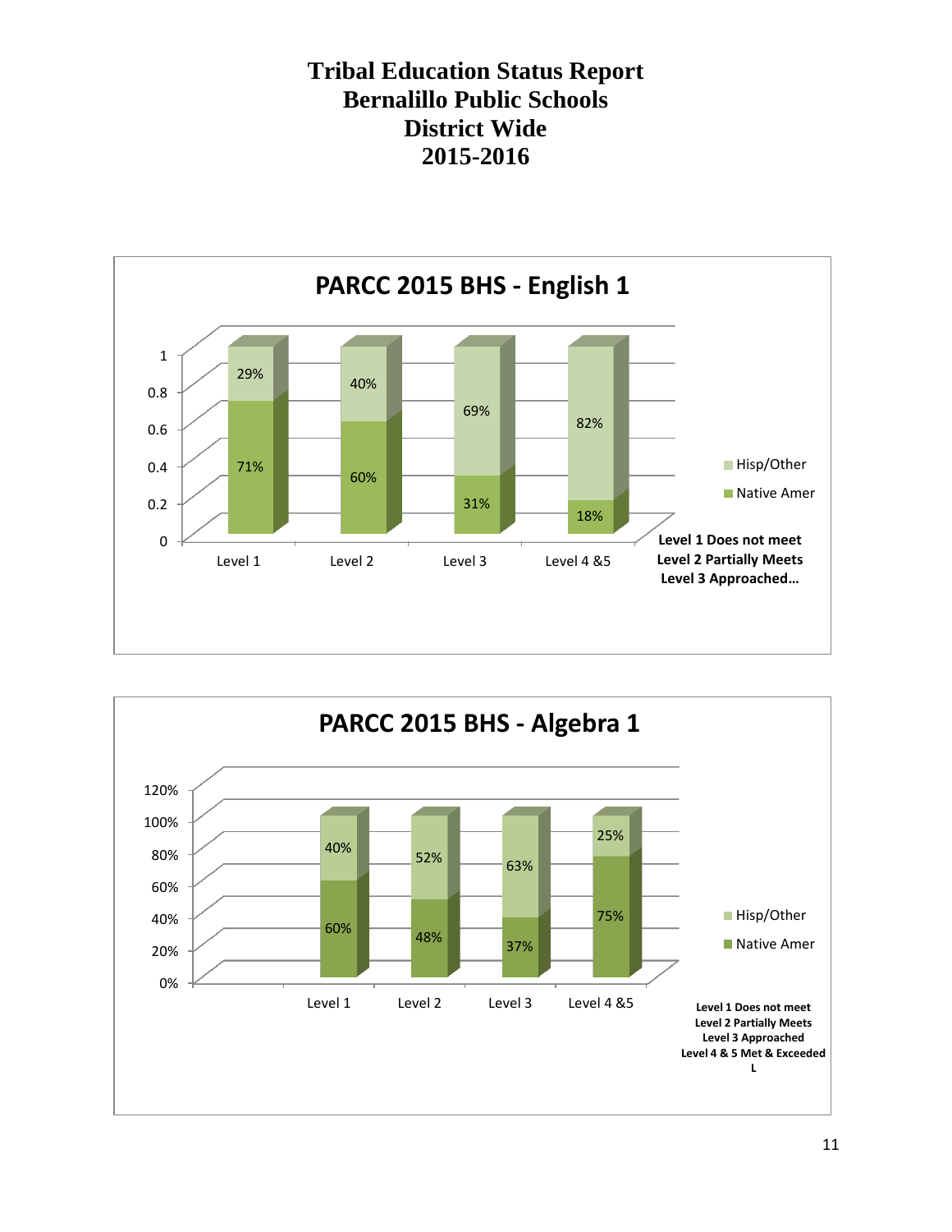# Tribal Education Status Report
# Bernalillo Public Schools
# District Wide
# 2015-2016

## PARCC 2015 BHS - English 1

| | Level 1 | Level 2 | Level 3 | Level 4 &5 |
|---|---|---|---|---|
| Hisp/Other | 29% | 40% | 69% | 82% |
| Native Amer | 71% | 60% | 31% | 18% |

**Level 1 Does not meet**
**Level 2 Partially Meets**
**Level 3 Approached…**

## PARCC 2015 BHS - Algebra 1

| | Level 1 | Level 2 | Level 3 | Level 4 &5 |
|---|---|---|---|---|
| Hisp/Other | 40% | 52% | 63% | 25% |
| Native Amer | 60% | 48% | 37% | 75% |

**Level 1 Does not meet**
**Level 2 Partially Meets**
**Level 3 Approached**
**Level 4 & 5 Met & Exceeded**
**L**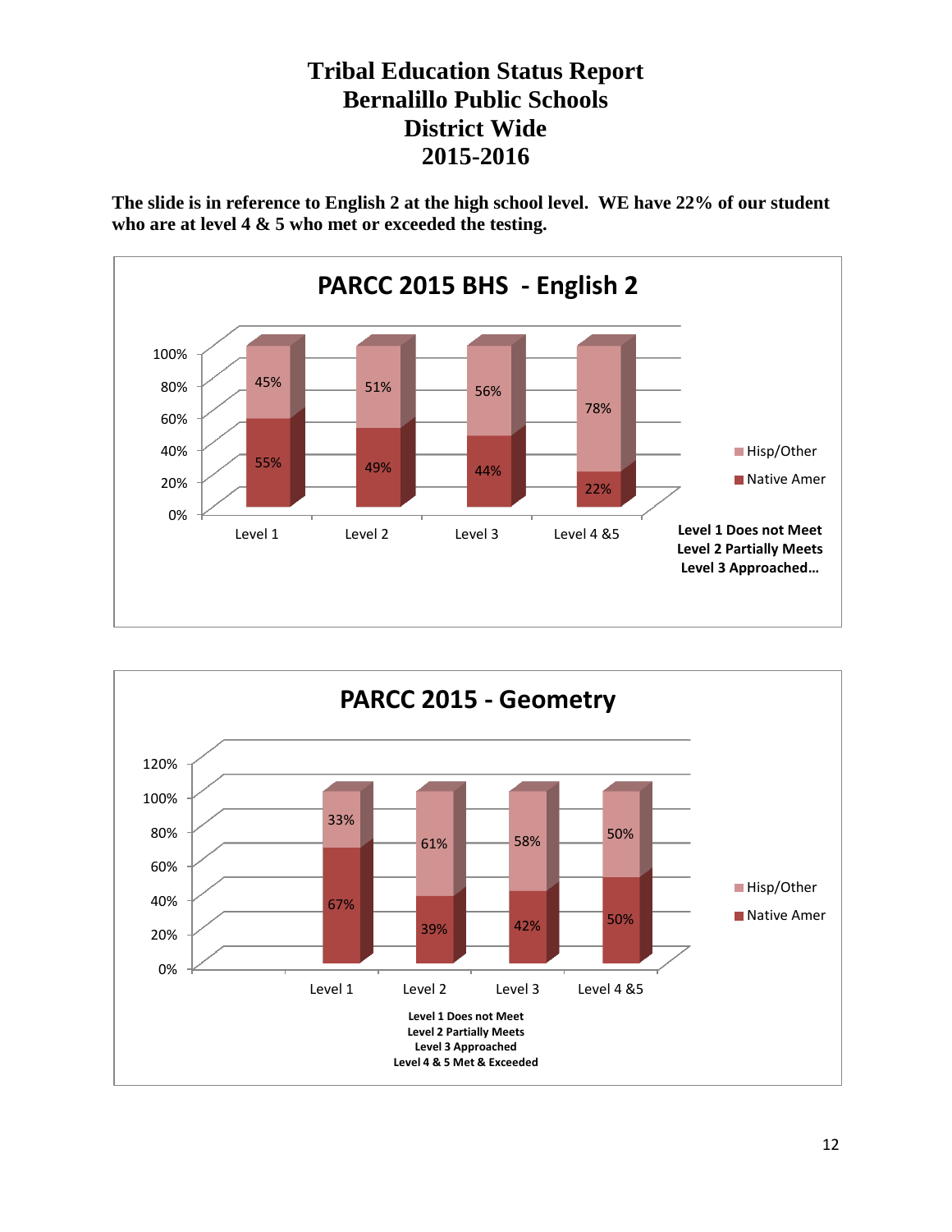# Tribal Education Status Report
# Bernalillo Public Schools
# District Wide
# 2015-2016

**The slide is in reference to English 2 at the high school level. WE have 22% of our student who are at level 4 & 5 who met or exceeded the testing.**

## PARCC 2015 BHS - English 2

| | Level 1 | Level 2 | Level 3 | Level 4 &5 |
|---|---|---|---|---|
| Hisp/Other | 45% | 51% | 56% | 78% |
| Native Amer | 55% | 49% | 44% | 22% |

**Level 1 Does not Meet**
**Level 2 Partially Meets**
**Level 3 Approached…**

## PARCC 2015 - Geometry

| | Level 1 | Level 2 | Level 3 | Level 4 &5 |
|---|---|---|---|---|
| Hisp/Other | 33% | 61% | 58% | 50% |
| Native Amer | 67% | 39% | 42% | 50% |

**Level 1 Does not Meet**
**Level 2 Partially Meets**
**Level 3 Approached**
**Level 4 & 5 Met & Exceeded**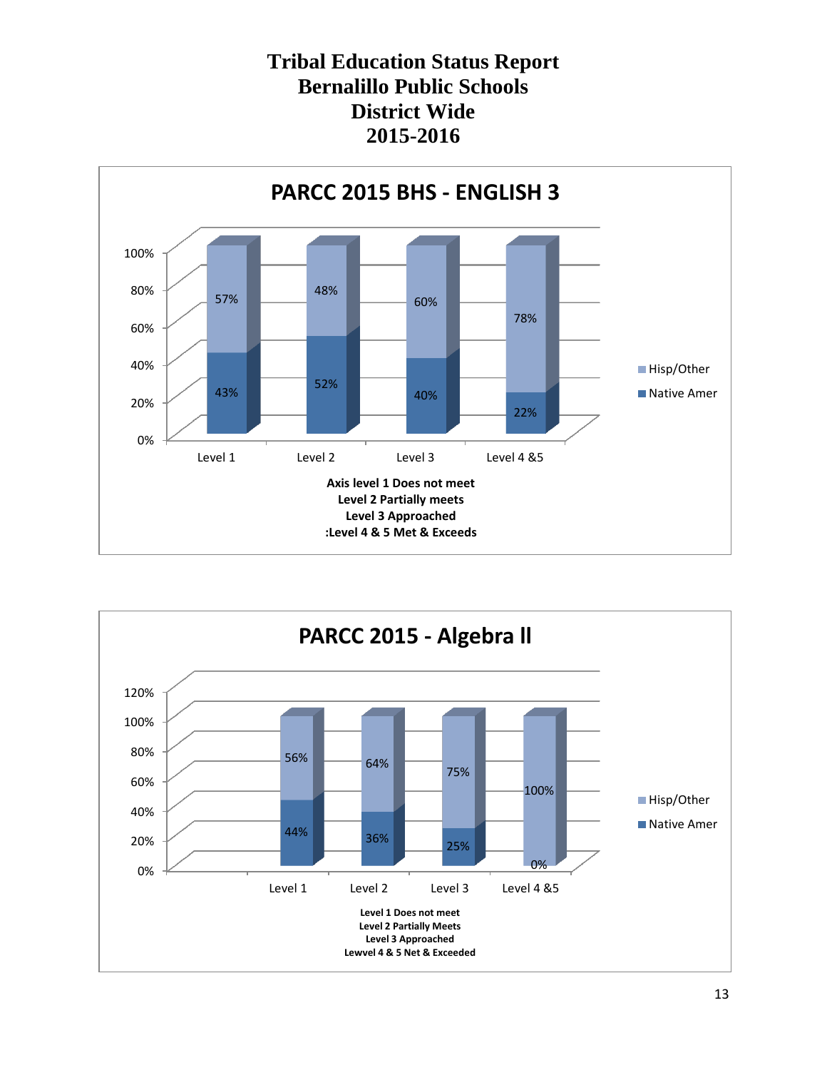# Tribal Education Status Report
# Bernalillo Public Schools
# District Wide
# 2015-2016

## PARCC 2015 BHS - ENGLISH 3

| | Level 1 | Level 2 | Level 3 | Level 4 &5 |
|---|---|---|---|---|
| Hisp/Other | 57% | 48% | 60% | 78% |
| Native Amer | 43% | 52% | 40% | 22% |

**Axis level 1 Does not meet**
**Level 2 Partially meets**
**Level 3 Approached**
**:Level 4 & 5 Met & Exceeds**

## PARCC 2015 - Algebra ll

| | Level 1 | Level 2 | Level 3 | Level 4 &5 |
|---|---|---|---|---|
| Hisp/Other | 56% | 64% | 75% | 100% |
| Native Amer | 44% | 36% | 25% | 0% |

**Level 1 Does not meet**
**Level 2 Partially Meets**
**Level 3 Approached**
**Lewvel 4 & 5 Net & Exceeded**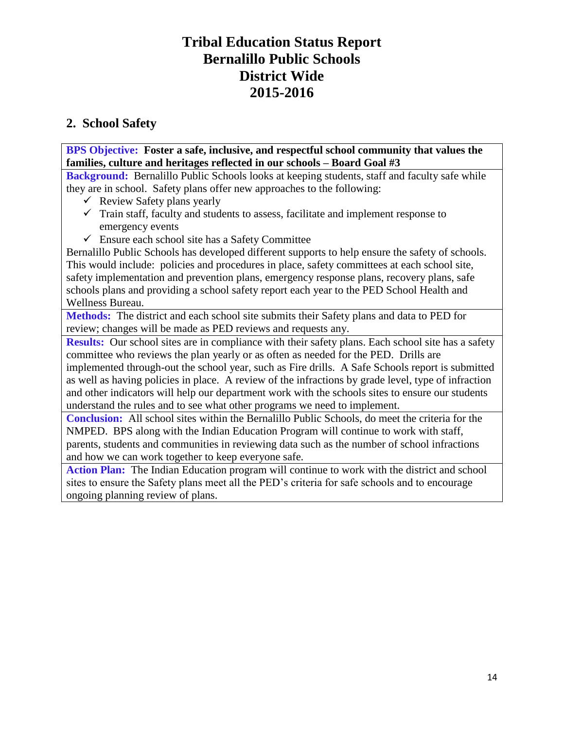# Tribal Education Status Report
# Bernalillo Public Schools
# District Wide
# 2015-2016

## 2. School Safety

**BPS Objective: Foster a safe, inclusive, and respectful school community that values the families, culture and heritages reflected in our schools – Board Goal #3**

**Background:** Bernalillo Public Schools looks at keeping students, staff and faculty safe while they are in school. Safety plans offer new approaches to the following:

- ✓ Review Safety plans yearly
- ✓ Train staff, faculty and students to assess, facilitate and implement response to emergency events
- ✓ Ensure each school site has a Safety Committee

Bernalillo Public Schools has developed different supports to help ensure the safety of schools. This would include: policies and procedures in place, safety committees at each school site, safety implementation and prevention plans, emergency response plans, recovery plans, safe schools plans and providing a school safety report each year to the PED School Health and Wellness Bureau.

**Methods:** The district and each school site submits their Safety plans and data to PED for review; changes will be made as PED reviews and requests any.

**Results:** Our school sites are in compliance with their safety plans. Each school site has a safety committee who reviews the plan yearly or as often as needed for the PED. Drills are implemented through-out the school year, such as Fire drills. A Safe Schools report is submitted as well as having policies in place. A review of the infractions by grade level, type of infraction and other indicators will help our department work with the schools sites to ensure our students understand the rules and to see what other programs we need to implement.

**Conclusion:** All school sites within the Bernalillo Public Schools, do meet the criteria for the NMPED. BPS along with the Indian Education Program will continue to work with staff, parents, students and communities in reviewing data such as the number of school infractions and how we can work together to keep everyone safe.

**Action Plan:** The Indian Education program will continue to work with the district and school sites to ensure the Safety plans meet all the PED's criteria for safe schools and to encourage ongoing planning review of plans.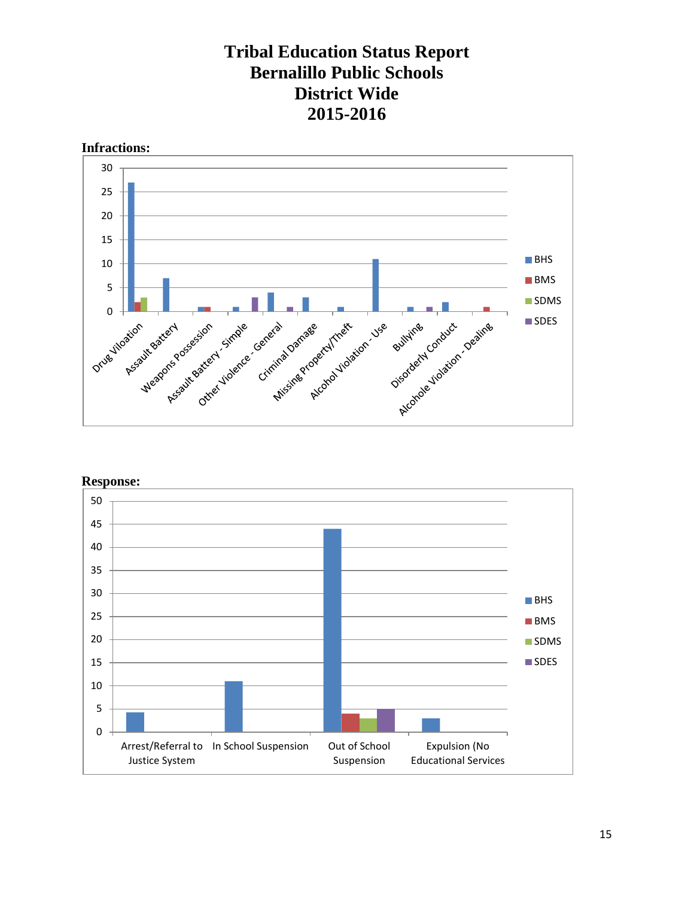# Tribal Education Status Report
# Bernalillo Public Schools
# District Wide
# 2015-2016

**Infractions:**

| Infraction | BHS | BMS | SDMS | SDES |
|---|---|---|---|---|
| Drug Viloation | 27 | 2 | 3 | |
| Assault Battery | 7 | | | |
| Weapons Possession | 1 | 1 | | |
| Assault Battery - Simple | 1 | | | 3 |
| Other Violence - General | 4 | | | 1 |
| Criminal Damage | 3 | | | |
| Missing Property/Theft | 1 | | | |
| Alcohol Violation - Use | 11 | | | |
| Bullying | 1 | | | 1 |
| Disorderly Conduct | 2 | | | |
| Alcohole Violation - Dealing | | 1 | | |

**Response:**

| Response | BHS | BMS | SDMS | SDES |
|---|---|---|---|---|
| Arrest/Referral to Justice System | 4 | | | |
| In School Suspension | 11 | | | |
| Out of School Suspension | 44 | 4 | 3 | 5 |
| Expulsion (No Educational Services | 3 | | | |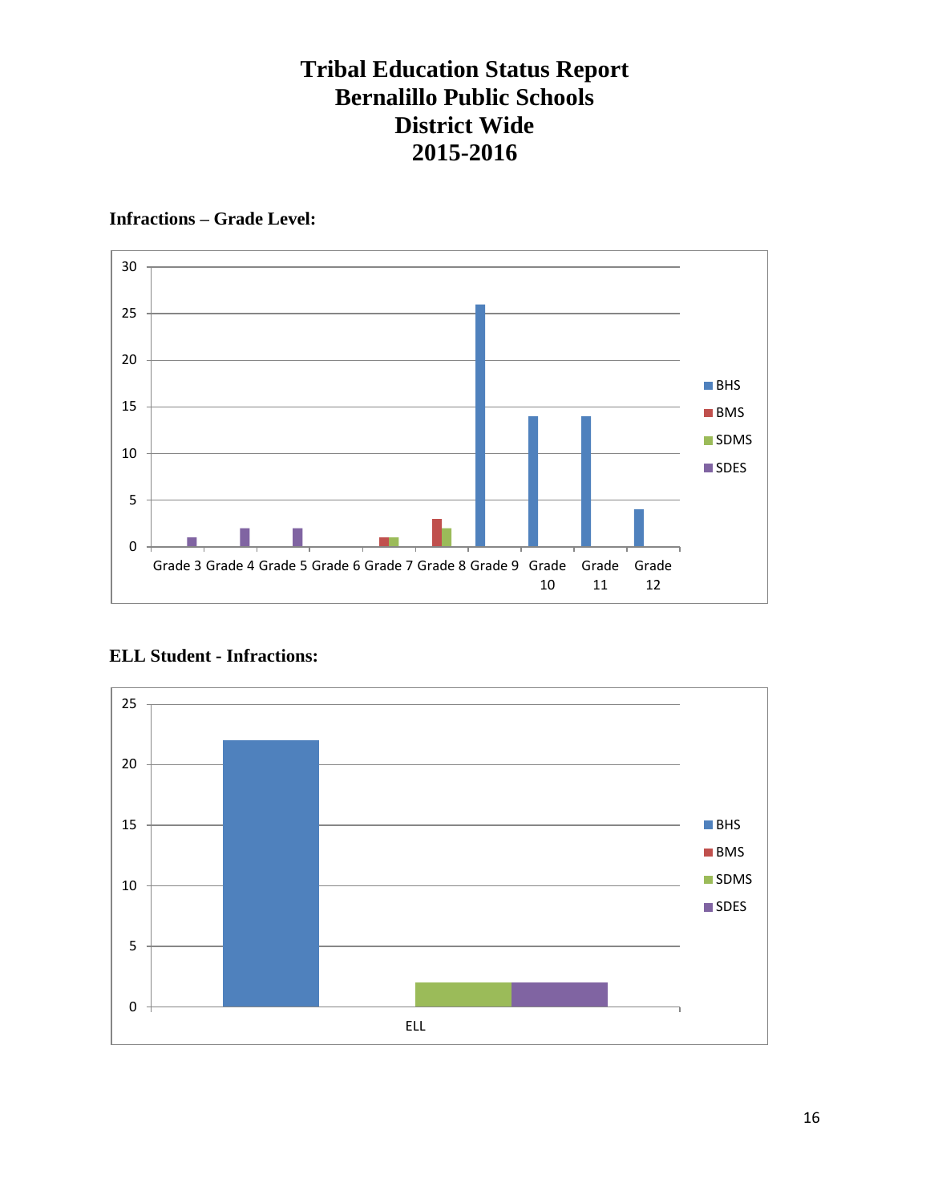# Tribal Education Status Report
# Bernalillo Public Schools
# District Wide
# 2015-2016

**Infractions – Grade Level:**

| | BHS | BMS | SDMS | SDES |
|---|---|---|---|---|
| Grade 3 | | | | 1 |
| Grade 4 | | | | 2 |
| Grade 5 | | | | 2 |
| Grade 6 | | | | |
| Grade 7 | | 1 | 1 | |
| Grade 8 | | 3 | 2 | |
| Grade 9 | 26 | | | |
| Grade 10 | 14 | | | |
| Grade 11 | 14 | | | |
| Grade 12 | 4 | | | |

**ELL Student - Infractions:**

| | BHS | BMS | SDMS | SDES |
|---|---|---|---|---|
| ELL | 22 | | 2 | 2 |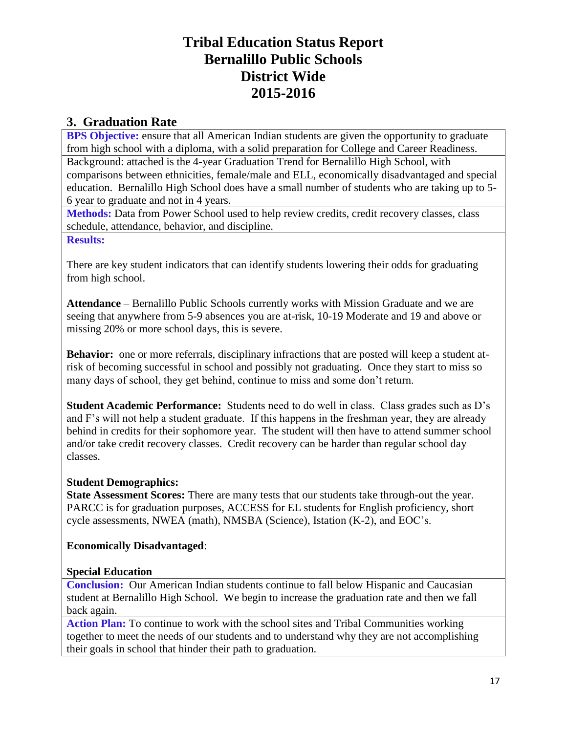# Tribal Education Status Report
# Bernalillo Public Schools
# District Wide
# 2015-2016

## 3. Graduation Rate

**BPS Objective:** ensure that all American Indian students are given the opportunity to graduate from high school with a diploma, with a solid preparation for College and Career Readiness.

Background: attached is the 4-year Graduation Trend for Bernalillo High School, with comparisons between ethnicities, female/male and ELL, economically disadvantaged and special education. Bernalillo High School does have a small number of students who are taking up to 5-6 year to graduate and not in 4 years.

**Methods:** Data from Power School used to help review credits, credit recovery classes, class schedule, attendance, behavior, and discipline.

**Results:**

There are key student indicators that can identify students lowering their odds for graduating from high school.

**Attendance** – Bernalillo Public Schools currently works with Mission Graduate and we are seeing that anywhere from 5-9 absences you are at-risk, 10-19 Moderate and 19 and above or missing 20% or more school days, this is severe.

**Behavior:** one or more referrals, disciplinary infractions that are posted will keep a student at-risk of becoming successful in school and possibly not graduating. Once they start to miss so many days of school, they get behind, continue to miss and some don't return.

**Student Academic Performance:** Students need to do well in class. Class grades such as D's and F's will not help a student graduate. If this happens in the freshman year, they are already behind in credits for their sophomore year. The student will then have to attend summer school and/or take credit recovery classes. Credit recovery can be harder than regular school day classes.

**Student Demographics:**
**State Assessment Scores:** There are many tests that our students take through-out the year. PARCC is for graduation purposes, ACCESS for EL students for English proficiency, short cycle assessments, NWEA (math), NMSBA (Science), Istation (K-2), and EOC's.

**Economically Disadvantaged**:

**Special Education**

**Conclusion:** Our American Indian students continue to fall below Hispanic and Caucasian student at Bernalillo High School. We begin to increase the graduation rate and then we fall back again.

**Action Plan:** To continue to work with the school sites and Tribal Communities working together to meet the needs of our students and to understand why they are not accomplishing their goals in school that hinder their path to graduation.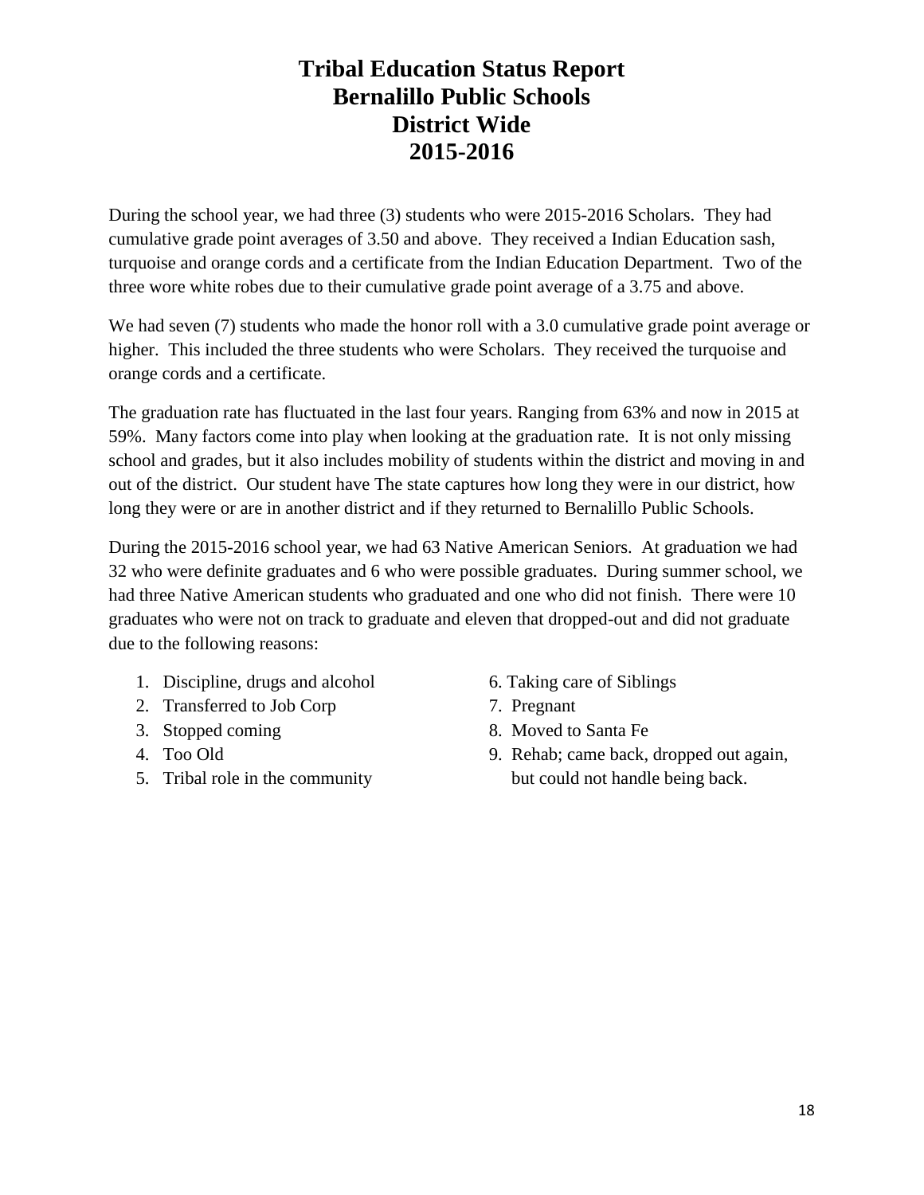# Tribal Education Status Report
# Bernalillo Public Schools
# District Wide
# 2015-2016

During the school year, we had three (3) students who were 2015-2016 Scholars. They had cumulative grade point averages of 3.50 and above. They received a Indian Education sash, turquoise and orange cords and a certificate from the Indian Education Department. Two of the three wore white robes due to their cumulative grade point average of a 3.75 and above.

We had seven (7) students who made the honor roll with a 3.0 cumulative grade point average or higher. This included the three students who were Scholars. They received the turquoise and orange cords and a certificate.

The graduation rate has fluctuated in the last four years. Ranging from 63% and now in 2015 at 59%. Many factors come into play when looking at the graduation rate. It is not only missing school and grades, but it also includes mobility of students within the district and moving in and out of the district. Our student have The state captures how long they were in our district, how long they were or are in another district and if they returned to Bernalillo Public Schools.

During the 2015-2016 school year, we had 63 Native American Seniors. At graduation we had 32 who were definite graduates and 6 who were possible graduates. During summer school, we had three Native American students who graduated and one who did not finish. There were 10 graduates who were not on track to graduate and eleven that dropped-out and did not graduate due to the following reasons:

1. Discipline, drugs and alcohol
2. Transferred to Job Corp
3. Stopped coming
4. Too Old
5. Tribal role in the community
6. Taking care of Siblings
7. Pregnant
8. Moved to Santa Fe
9. Rehab; came back, dropped out again, but could not handle being back.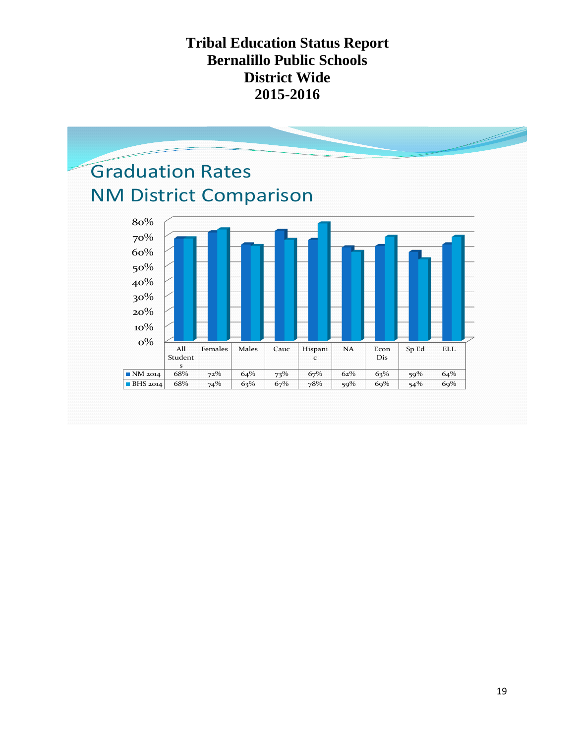# Tribal Education Status Report
# Bernalillo Public Schools
# District Wide
# 2015-2016

## Graduation Rates
## NM District Comparison

| | All Students | Females | Males | Cauc | Hispanic | NA | Econ Dis | Sp Ed | ELL |
|---|---|---|---|---|---|---|---|---|---|
| NM 2014 | 68% | 72% | 64% | 73% | 67% | 62% | 63% | 59% | 64% |
| BHS 2014 | 68% | 74% | 63% | 67% | 78% | 59% | 69% | 54% | 69% |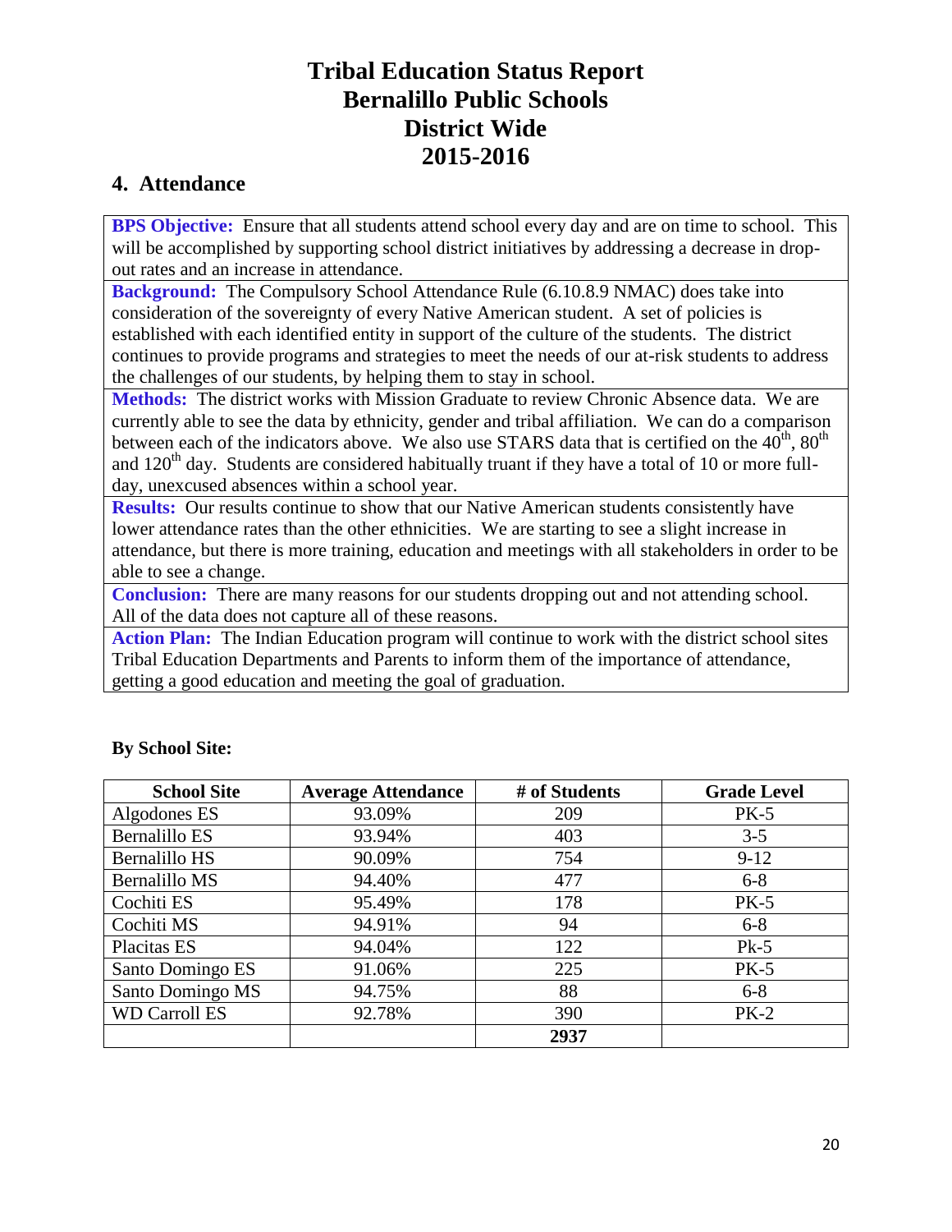# Tribal Education Status Report
# Bernalillo Public Schools
# District Wide
# 2015-2016

## 4. Attendance

**BPS Objective:** Ensure that all students attend school every day and are on time to school. This will be accomplished by supporting school district initiatives by addressing a decrease in drop-out rates and an increase in attendance.

**Background:** The Compulsory School Attendance Rule (6.10.8.9 NMAC) does take into consideration of the sovereignty of every Native American student. A set of policies is established with each identified entity in support of the culture of the students. The district continues to provide programs and strategies to meet the needs of our at-risk students to address the challenges of our students, by helping them to stay in school.

**Methods:** The district works with Mission Graduate to review Chronic Absence data. We are currently able to see the data by ethnicity, gender and tribal affiliation. We can do a comparison between each of the indicators above. We also use STARS data that is certified on the 40th, 80th and 120th day. Students are considered habitually truant if they have a total of 10 or more full-day, unexcused absences within a school year.

**Results:** Our results continue to show that our Native American students consistently have lower attendance rates than the other ethnicities. We are starting to see a slight increase in attendance, but there is more training, education and meetings with all stakeholders in order to be able to see a change.

**Conclusion:** There are many reasons for our students dropping out and not attending school. All of the data does not capture all of these reasons.

**Action Plan:** The Indian Education program will continue to work with the district school sites Tribal Education Departments and Parents to inform them of the importance of attendance, getting a good education and meeting the goal of graduation.

**By School Site:**

| School Site | Average Attendance | # of Students | Grade Level |
|---|---|---|---|
| Algodones ES | 93.09% | 209 | PK-5 |
| Bernalillo ES | 93.94% | 403 | 3-5 |
| Bernalillo HS | 90.09% | 754 | 9-12 |
| Bernalillo MS | 94.40% | 477 | 6-8 |
| Cochiti ES | 95.49% | 178 | PK-5 |
| Cochiti MS | 94.91% | 94 | 6-8 |
| Placitas ES | 94.04% | 122 | Pk-5 |
| Santo Domingo ES | 91.06% | 225 | PK-5 |
| Santo Domingo MS | 94.75% | 88 | 6-8 |
| WD Carroll ES | 92.78% | 390 | PK-2 |
| | | **2937** | |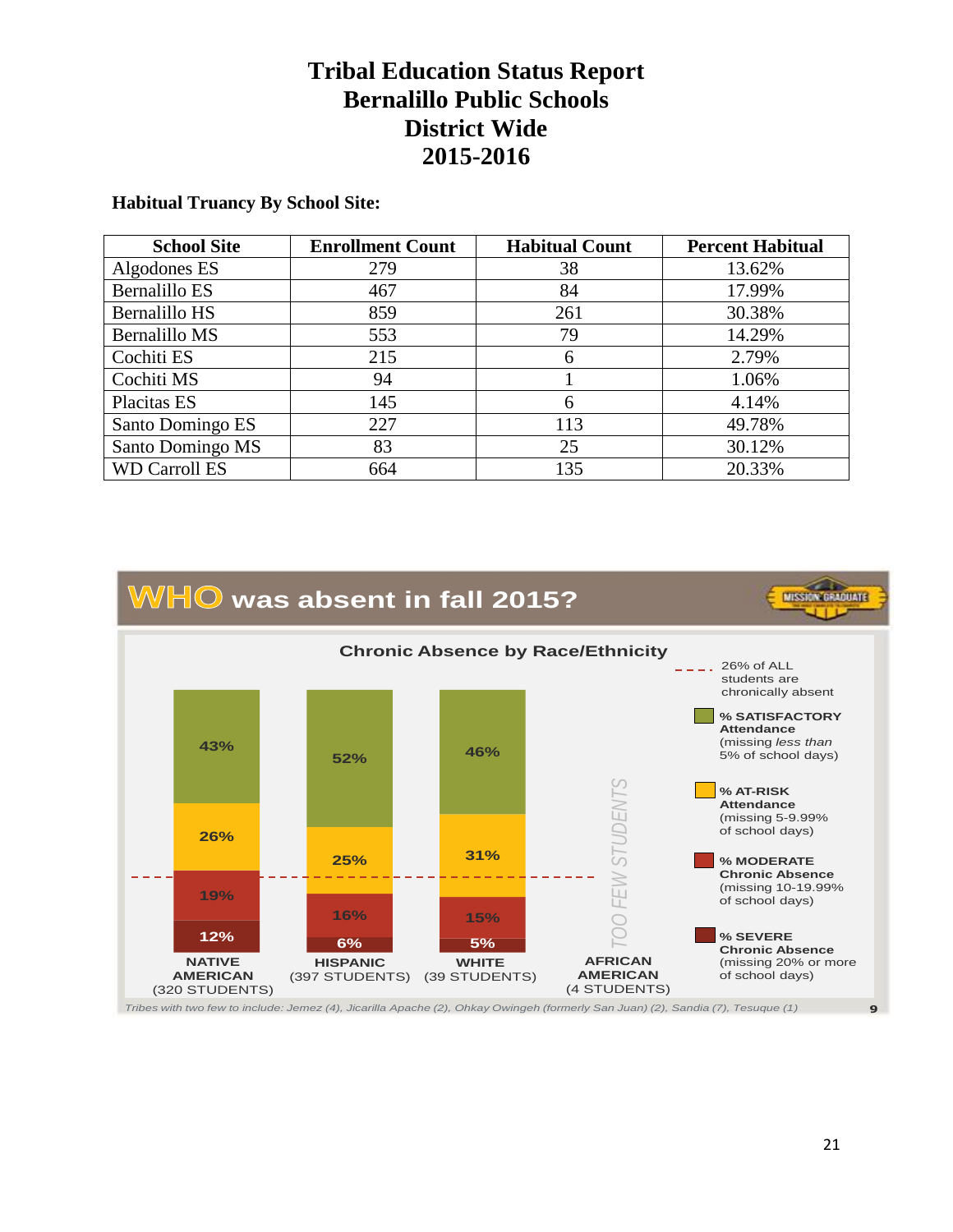# Tribal Education Status Report
# Bernalillo Public Schools
# District Wide
# 2015-2016

**Habitual Truancy By School Site:**

| School Site | Enrollment Count | Habitual Count | Percent Habitual |
|---|---|---|---|
| Algodones ES | 279 | 38 | 13.62% |
| Bernalillo ES | 467 | 84 | 17.99% |
| Bernalillo HS | 859 | 261 | 30.38% |
| Bernalillo MS | 553 | 79 | 14.29% |
| Cochiti ES | 215 | 6 | 2.79% |
| Cochiti MS | 94 | 1 | 1.06% |
| Placitas ES | 145 | 6 | 4.14% |
| Santo Domingo ES | 227 | 113 | 49.78% |
| Santo Domingo MS | 83 | 25 | 30.12% |
| WD Carroll ES | 664 | 135 | 20.33% |

## WHO was absent in fall 2015?

**Chronic Absence by Race/Ethnicity**

| | Native American (320 students) | Hispanic (397 students) | White (39 students) | African American (4 students) |
|---|---|---|---|---|
| % Satisfactory Attendance (missing *less than* 5% of school days) | 43% | 52% | 46% | Too few students |
| % At-Risk Attendance (missing 5-9.99% of school days) | 26% | 25% | 31% | |
| % Moderate Chronic Absence (missing 10-19.99% of school days) | 19% | 16% | 15% | |
| % Severe Chronic Absence (missing 20% or more of school days) | 12% | 6% | 5% | |

26% of ALL students are chronically absent

*Tribes with two few to include: Jemez (4), Jicarilla Apache (2), Ohkay Owingeh (formerly San Juan) (2), Sandia (7), Tesuque (1)*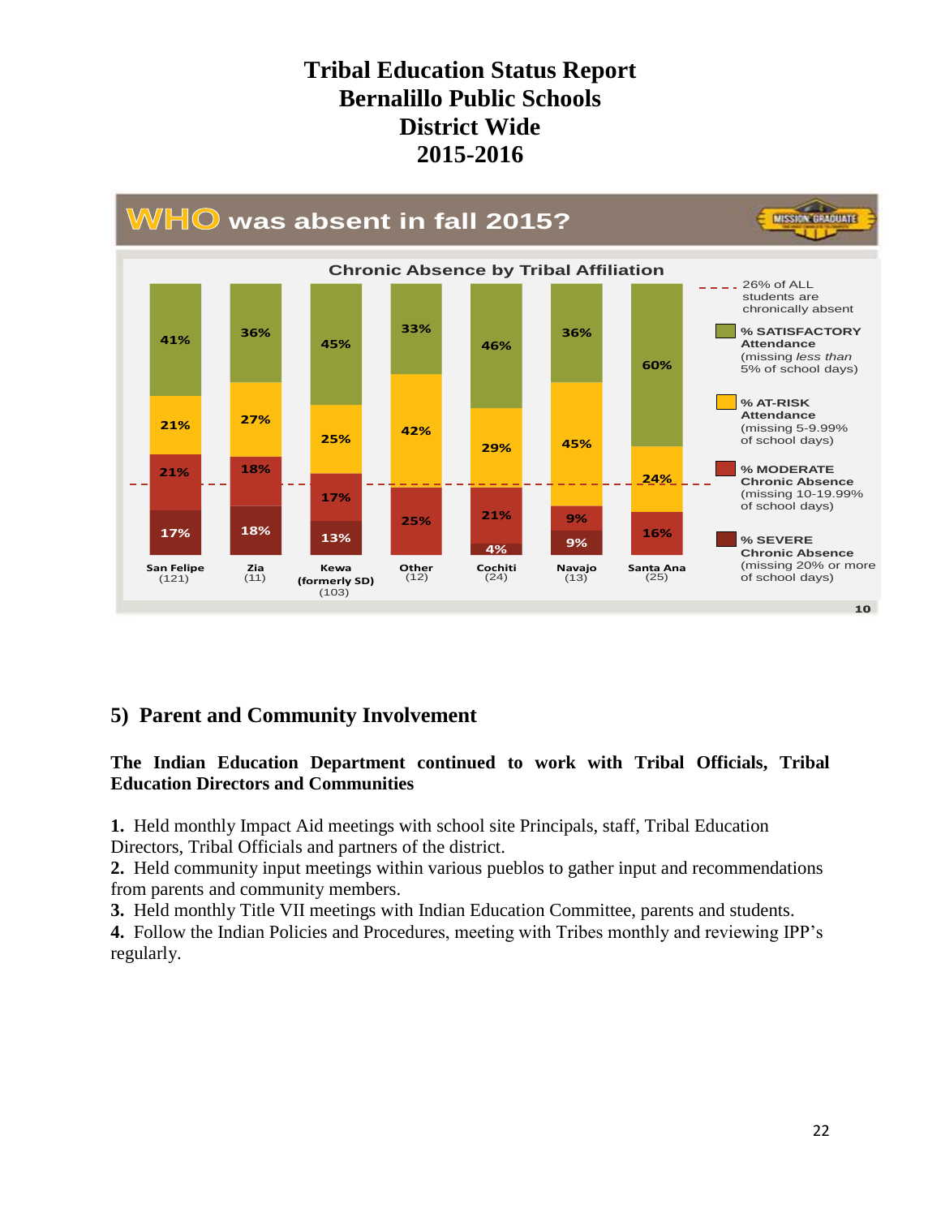# Tribal Education Status Report
# Bernalillo Public Schools
# District Wide
# 2015-2016

**WHO was absent in fall 2015?**

**Chronic Absence by Tribal Affiliation**

| Tribal Affiliation | % SATISFACTORY Attendance | % AT-RISK Attendance | % MODERATE Chronic Absence | % SEVERE Chronic Absence |
|---|---|---|---|---|
| San Felipe (121) | 41% | 21% | 21% | 17% |
| Zia (11) | 36% | 27% | 18% | 18% |
| Kewa (formerly SD) (103) | 45% | 25% | 17% | 13% |
| Other (12) | 33% | 42% | 25% | |
| Cochiti (24) | 46% | 29% | 21% | 4% |
| Navajo (13) | 36% | 45% | 9% | 9% |
| Santa Ana (25) | 60% | 24% | 16% | |

- - - - 26% of ALL students are chronically absent

- % SATISFACTORY Attendance (missing *less than* 5% of school days)
- % AT-RISK Attendance (missing 5-9.99% of school days)
- % MODERATE Chronic Absence (missing 10-19.99% of school days)
- % SEVERE Chronic Absence (missing 20% or more of school days)

## 5) Parent and Community Involvement

**The Indian Education Department continued to work with Tribal Officials, Tribal Education Directors and Communities**

**1.** Held monthly Impact Aid meetings with school site Principals, staff, Tribal Education Directors, Tribal Officials and partners of the district.
**2.** Held community input meetings within various pueblos to gather input and recommendations from parents and community members.
**3.** Held monthly Title VII meetings with Indian Education Committee, parents and students.
**4.** Follow the Indian Policies and Procedures, meeting with Tribes monthly and reviewing IPP's regularly.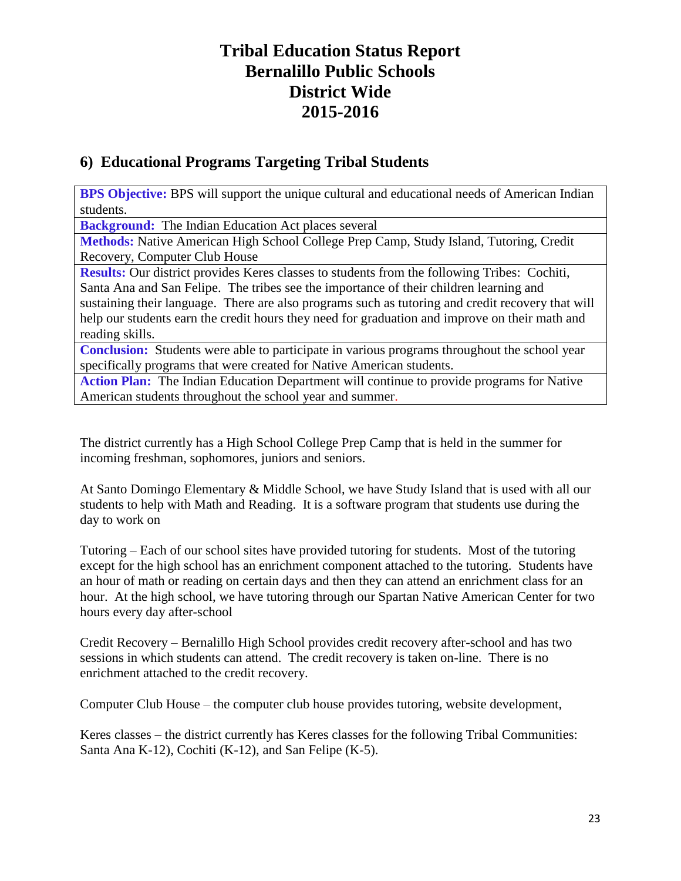# Tribal Education Status Report
# Bernalillo Public Schools
# District Wide
# 2015-2016

## 6) Educational Programs Targeting Tribal Students

| |
|---|
| **BPS Objective:** BPS will support the unique cultural and educational needs of American Indian students. |
| **Background:** The Indian Education Act places several |
| **Methods:** Native American High School College Prep Camp, Study Island, Tutoring, Credit Recovery, Computer Club House |
| **Results:** Our district provides Keres classes to students from the following Tribes: Cochiti, Santa Ana and San Felipe. The tribes see the importance of their children learning and sustaining their language. There are also programs such as tutoring and credit recovery that will help our students earn the credit hours they need for graduation and improve on their math and reading skills. |
| **Conclusion:** Students were able to participate in various programs throughout the school year specifically programs that were created for Native American students. |
| **Action Plan:** The Indian Education Department will continue to provide programs for Native American students throughout the school year and summer. |

The district currently has a High School College Prep Camp that is held in the summer for incoming freshman, sophomores, juniors and seniors.

At Santo Domingo Elementary & Middle School, we have Study Island that is used with all our students to help with Math and Reading. It is a software program that students use during the day to work on

Tutoring – Each of our school sites have provided tutoring for students. Most of the tutoring except for the high school has an enrichment component attached to the tutoring. Students have an hour of math or reading on certain days and then they can attend an enrichment class for an hour. At the high school, we have tutoring through our Spartan Native American Center for two hours every day after-school

Credit Recovery – Bernalillo High School provides credit recovery after-school and has two sessions in which students can attend. The credit recovery is taken on-line. There is no enrichment attached to the credit recovery.

Computer Club House – the computer club house provides tutoring, website development,

Keres classes – the district currently has Keres classes for the following Tribal Communities: Santa Ana K-12), Cochiti (K-12), and San Felipe (K-5).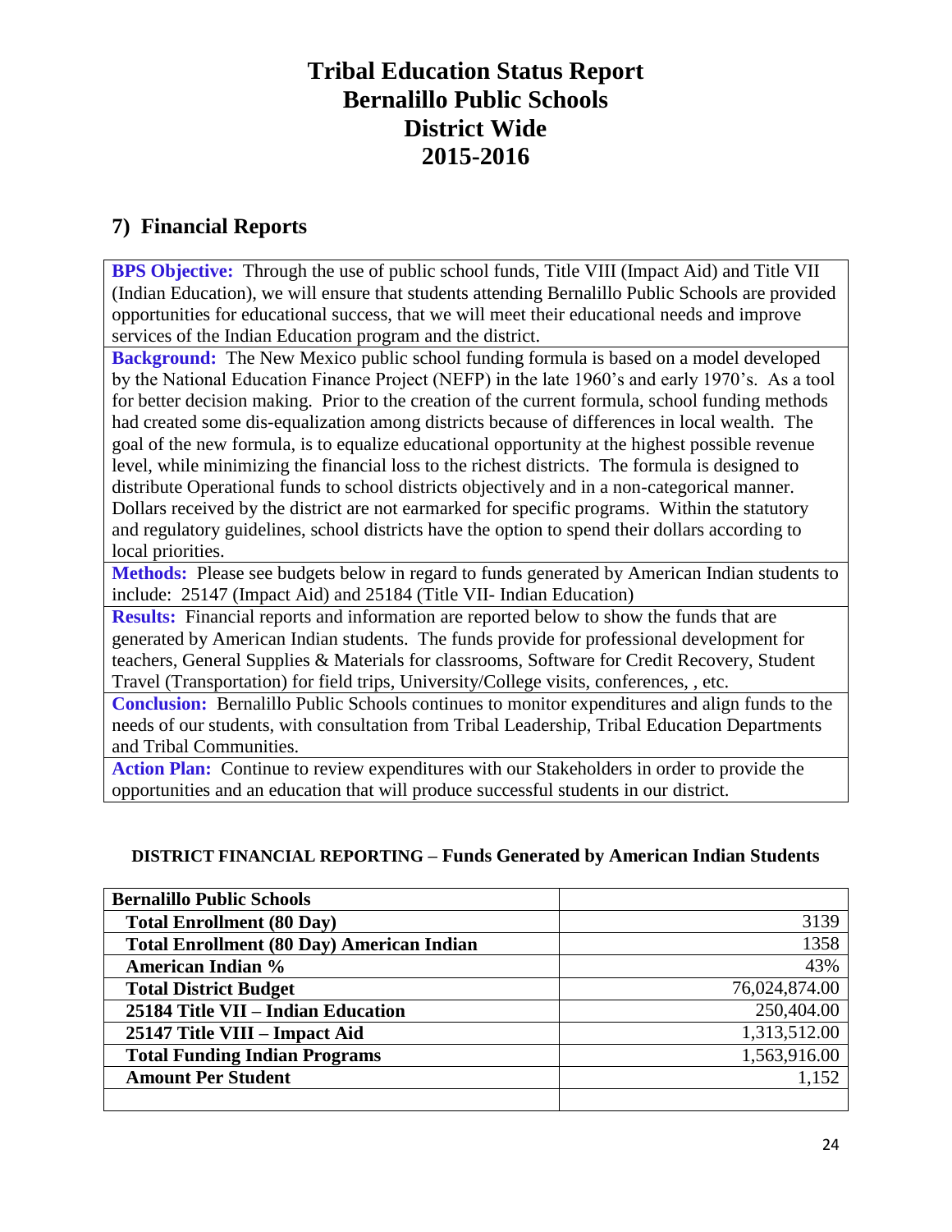# Tribal Education Status Report
# Bernalillo Public Schools
# District Wide
# 2015-2016

## 7) Financial Reports

**BPS Objective:** Through the use of public school funds, Title VIII (Impact Aid) and Title VII (Indian Education), we will ensure that students attending Bernalillo Public Schools are provided opportunities for educational success, that we will meet their educational needs and improve services of the Indian Education program and the district.

**Background:** The New Mexico public school funding formula is based on a model developed by the National Education Finance Project (NEFP) in the late 1960's and early 1970's. As a tool for better decision making. Prior to the creation of the current formula, school funding methods had created some dis-equalization among districts because of differences in local wealth. The goal of the new formula, is to equalize educational opportunity at the highest possible revenue level, while minimizing the financial loss to the richest districts. The formula is designed to distribute Operational funds to school districts objectively and in a non-categorical manner. Dollars received by the district are not earmarked for specific programs. Within the statutory and regulatory guidelines, school districts have the option to spend their dollars according to local priorities.

**Methods:** Please see budgets below in regard to funds generated by American Indian students to include: 25147 (Impact Aid) and 25184 (Title VII- Indian Education)

**Results:** Financial reports and information are reported below to show the funds that are generated by American Indian students. The funds provide for professional development for teachers, General Supplies & Materials for classrooms, Software for Credit Recovery, Student Travel (Transportation) for field trips, University/College visits, conferences, , etc.

**Conclusion:** Bernalillo Public Schools continues to monitor expenditures and align funds to the needs of our students, with consultation from Tribal Leadership, Tribal Education Departments and Tribal Communities.

**Action Plan:** Continue to review expenditures with our Stakeholders in order to provide the opportunities and an education that will produce successful students in our district.

**DISTRICT FINANCIAL REPORTING – Funds Generated by American Indian Students**

| Bernalillo Public Schools | |
|---|---|
| Total Enrollment (80 Day) | 3139 |
| Total Enrollment (80 Day) American Indian | 1358 |
| American Indian % | 43% |
| Total District Budget | 76,024,874.00 |
| 25184 Title VII – Indian Education | 250,404.00 |
| 25147 Title VIII – Impact Aid | 1,313,512.00 |
| Total Funding Indian Programs | 1,563,916.00 |
| Amount Per Student | 1,152 |
| | |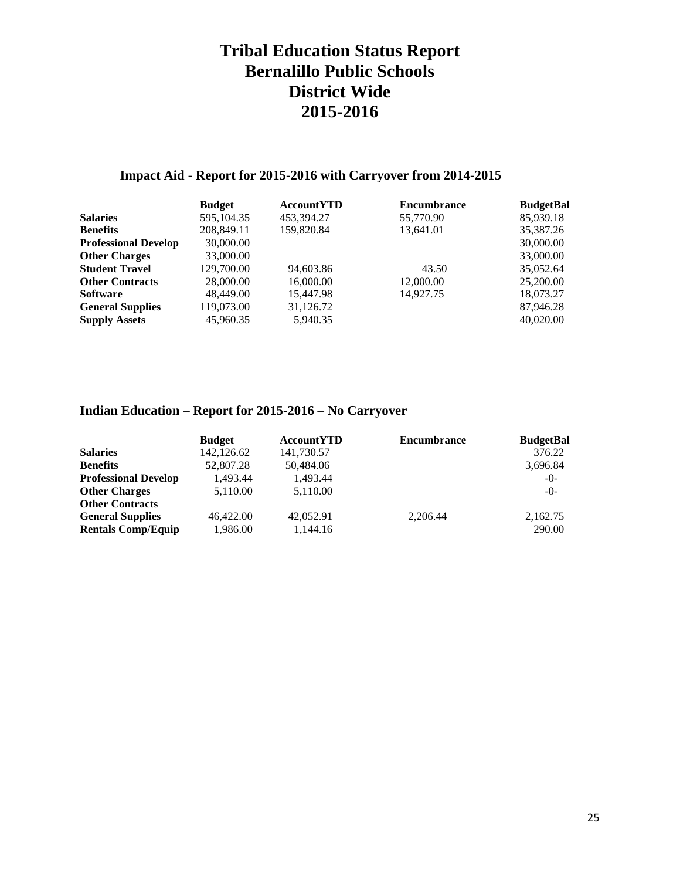# Tribal Education Status Report
# Bernalillo Public Schools
# District Wide
# 2015-2016

## Impact Aid - Report for 2015-2016 with Carryover from 2014-2015

| | Budget | AccountYTD | Encumbrance | BudgetBal |
|---|---|---|---|---|
| **Salaries** | 595,104.35 | 453,394.27 | 55,770.90 | 85,939.18 |
| **Benefits** | 208,849.11 | 159,820.84 | 13,641.01 | 35,387.26 |
| **Professional Develop** | 30,000.00 | | | 30,000.00 |
| **Other Charges** | 33,000.00 | | | 33,000.00 |
| **Student Travel** | 129,700.00 | 94,603.86 | 43.50 | 35,052.64 |
| **Other Contracts** | 28,000.00 | 16,000.00 | 12,000.00 | 25,200.00 |
| **Software** | 48,449.00 | 15,447.98 | 14,927.75 | 18,073.27 |
| **General Supplies** | 119,073.00 | 31,126.72 | | 87,946.28 |
| **Supply Assets** | 45,960.35 | 5,940.35 | | 40,020.00 |

## Indian Education – Report for 2015-2016 – No Carryover

| | Budget | AccountYTD | Encumbrance | BudgetBal |
|---|---|---|---|---|
| **Salaries** | 142,126.62 | 141,730.57 | | 376.22 |
| **Benefits** | **52**,807.28 | 50,484.06 | | 3,696.84 |
| **Professional Develop** | 1,493.44 | 1,493.44 | | -0- |
| **Other Charges** | 5,110.00 | 5,110.00 | | -0- |
| **Other Contracts** | | | | |
| **General Supplies** | 46,422.00 | 42,052.91 | 2,206.44 | 2,162.75 |
| **Rentals Comp/Equip** | 1,986.00 | 1,144.16 | | 290.00 |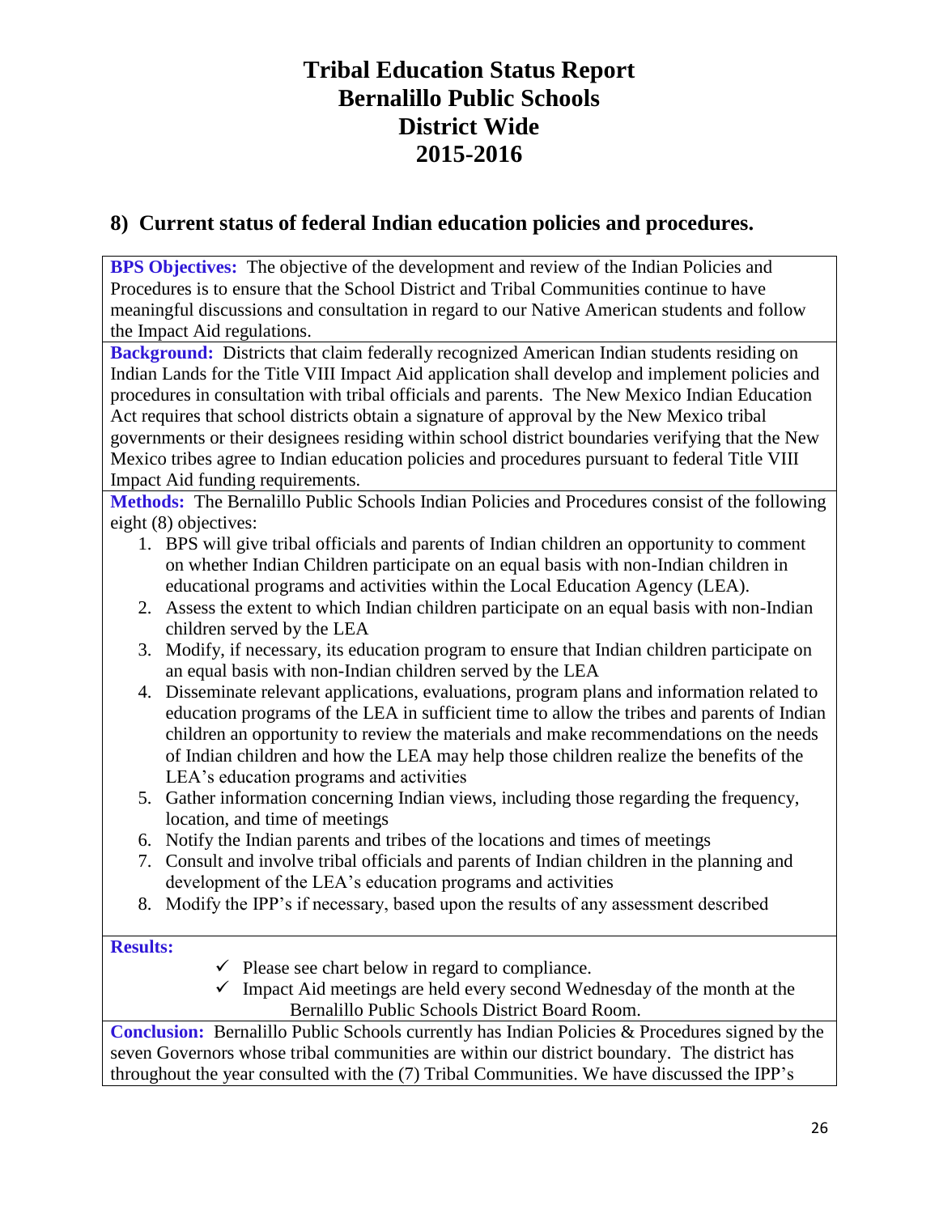# Tribal Education Status Report
# Bernalillo Public Schools
# District Wide
# 2015-2016

## 8) Current status of federal Indian education policies and procedures.

**BPS Objectives:** The objective of the development and review of the Indian Policies and Procedures is to ensure that the School District and Tribal Communities continue to have meaningful discussions and consultation in regard to our Native American students and follow the Impact Aid regulations.

**Background:** Districts that claim federally recognized American Indian students residing on Indian Lands for the Title VIII Impact Aid application shall develop and implement policies and procedures in consultation with tribal officials and parents. The New Mexico Indian Education Act requires that school districts obtain a signature of approval by the New Mexico tribal governments or their designees residing within school district boundaries verifying that the New Mexico tribes agree to Indian education policies and procedures pursuant to federal Title VIII Impact Aid funding requirements.

**Methods:** The Bernalillo Public Schools Indian Policies and Procedures consist of the following eight (8) objectives:

1. BPS will give tribal officials and parents of Indian children an opportunity to comment on whether Indian Children participate on an equal basis with non-Indian children in educational programs and activities within the Local Education Agency (LEA).
2. Assess the extent to which Indian children participate on an equal basis with non-Indian children served by the LEA
3. Modify, if necessary, its education program to ensure that Indian children participate on an equal basis with non-Indian children served by the LEA
4. Disseminate relevant applications, evaluations, program plans and information related to education programs of the LEA in sufficient time to allow the tribes and parents of Indian children an opportunity to review the materials and make recommendations on the needs of Indian children and how the LEA may help those children realize the benefits of the LEA's education programs and activities
5. Gather information concerning Indian views, including those regarding the frequency, location, and time of meetings
6. Notify the Indian parents and tribes of the locations and times of meetings
7. Consult and involve tribal officials and parents of Indian children in the planning and development of the LEA's education programs and activities
8. Modify the IPP's if necessary, based upon the results of any assessment described

**Results:**

- ✓ Please see chart below in regard to compliance.
- ✓ Impact Aid meetings are held every second Wednesday of the month at the Bernalillo Public Schools District Board Room.

**Conclusion:** Bernalillo Public Schools currently has Indian Policies & Procedures signed by the seven Governors whose tribal communities are within our district boundary. The district has throughout the year consulted with the (7) Tribal Communities. We have discussed the IPP's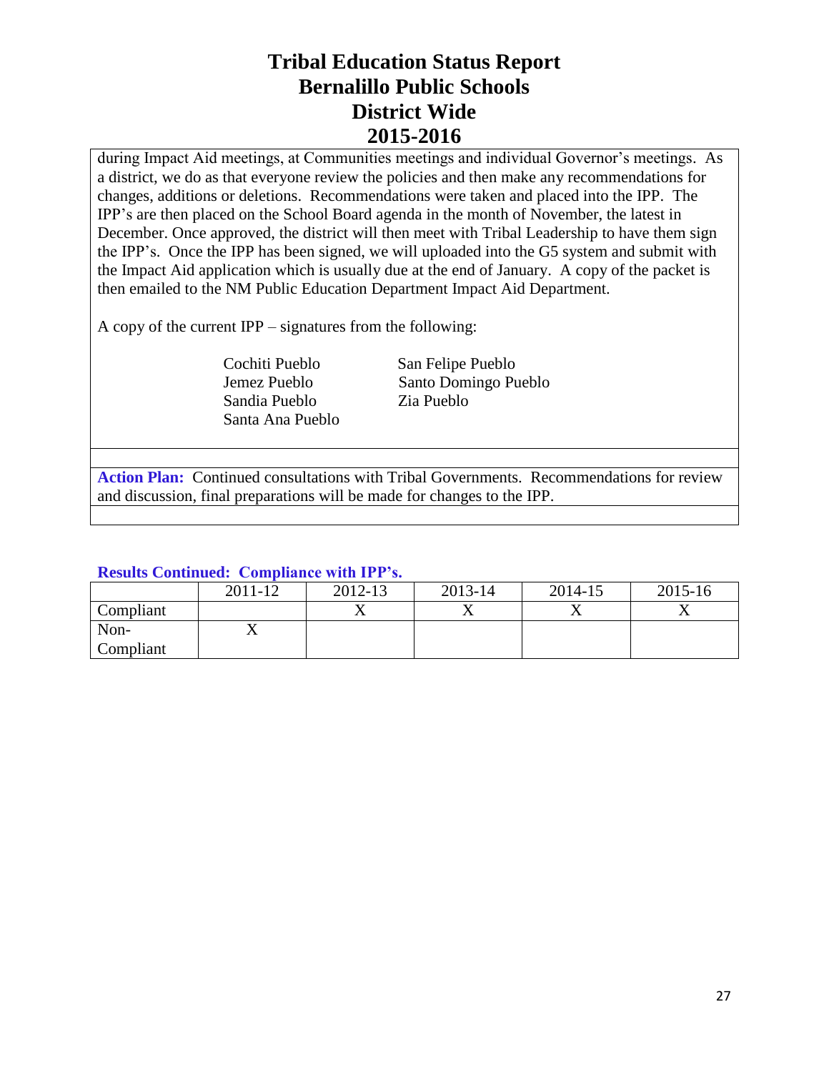during Impact Aid meetings, at Communities meetings and individual Governor's meetings. As a district, we do as that everyone review the policies and then make any recommendations for changes, additions or deletions. Recommendations were taken and placed into the IPP. The IPP's are then placed on the School Board agenda in the month of November, the latest in December. Once approved, the district will then meet with Tribal Leadership to have them sign the IPP's. Once the IPP has been signed, we will uploaded into the G5 system and submit with the Impact Aid application which is usually due at the end of January. A copy of the packet is then emailed to the NM Public Education Department Impact Aid Department.

A copy of the current IPP – signatures from the following:

- Cochiti Pueblo
- Jemez Pueblo
- Sandia Pueblo
- Santa Ana Pueblo
- San Felipe Pueblo
- Santo Domingo Pueblo
- Zia Pueblo

**Action Plan:** Continued consultations with Tribal Governments. Recommendations for review and discussion, final preparations will be made for changes to the IPP.

**Results Continued: Compliance with IPP's.**

| | 2011-12 | 2012-13 | 2013-14 | 2014-15 | 2015-16 |
|---|---|---|---|---|---|
| Compliant | | X | X | X | X |
| Non-Compliant | X | | | | |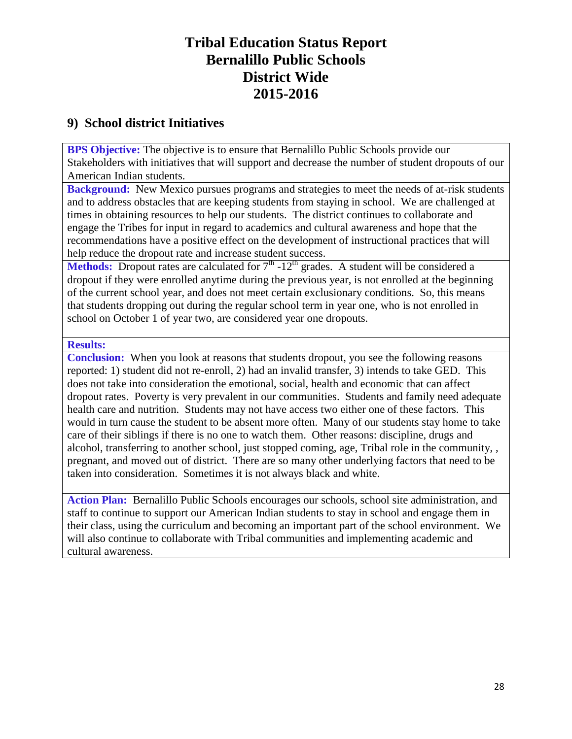# Tribal Education Status Report
# Bernalillo Public Schools
# District Wide
# 2015-2016

## 9) School district Initiatives

**BPS Objective:** The objective is to ensure that Bernalillo Public Schools provide our Stakeholders with initiatives that will support and decrease the number of student dropouts of our American Indian students.

**Background:** New Mexico pursues programs and strategies to meet the needs of at-risk students and to address obstacles that are keeping students from staying in school. We are challenged at times in obtaining resources to help our students. The district continues to collaborate and engage the Tribes for input in regard to academics and cultural awareness and hope that the recommendations have a positive effect on the development of instructional practices that will help reduce the dropout rate and increase student success.

**Methods:** Dropout rates are calculated for 7th -12th grades. A student will be considered a dropout if they were enrolled anytime during the previous year, is not enrolled at the beginning of the current school year, and does not meet certain exclusionary conditions. So, this means that students dropping out during the regular school term in year one, who is not enrolled in school on October 1 of year two, are considered year one dropouts.

**Results:**

**Conclusion:** When you look at reasons that students dropout, you see the following reasons reported: 1) student did not re-enroll, 2) had an invalid transfer, 3) intends to take GED. This does not take into consideration the emotional, social, health and economic that can affect dropout rates. Poverty is very prevalent in our communities. Students and family need adequate health care and nutrition. Students may not have access two either one of these factors. This would in turn cause the student to be absent more often. Many of our students stay home to take care of their siblings if there is no one to watch them. Other reasons: discipline, drugs and alcohol, transferring to another school, just stopped coming, age, Tribal role in the community, , pregnant, and moved out of district. There are so many other underlying factors that need to be taken into consideration. Sometimes it is not always black and white.

**Action Plan:** Bernalillo Public Schools encourages our schools, school site administration, and staff to continue to support our American Indian students to stay in school and engage them in their class, using the curriculum and becoming an important part of the school environment. We will also continue to collaborate with Tribal communities and implementing academic and cultural awareness.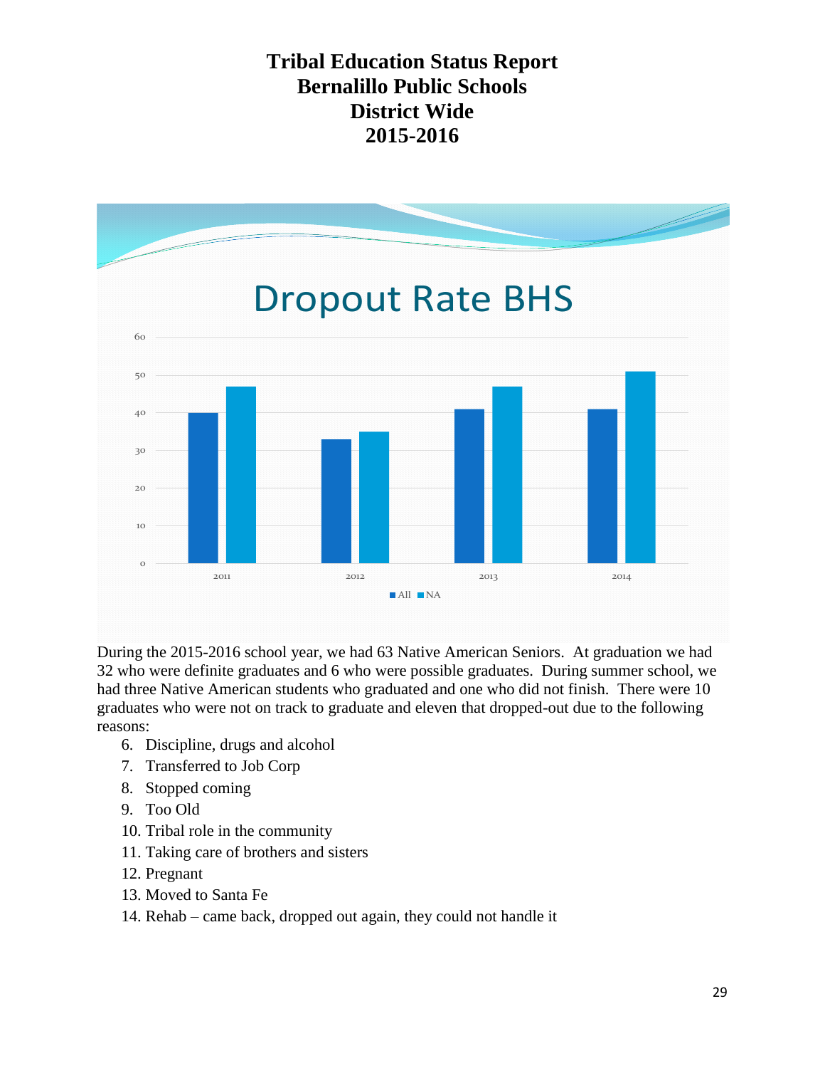# Tribal Education Status Report
# Bernalillo Public Schools
# District Wide
# 2015-2016

## Dropout Rate BHS

| Year | All | NA |
|---|---|---|
| 2011 | 40 | 47 |
| 2012 | 33 | 35 |
| 2013 | 41 | 47 |
| 2014 | 41 | 51 |

During the 2015-2016 school year, we had 63 Native American Seniors. At graduation we had 32 who were definite graduates and 6 who were possible graduates. During summer school, we had three Native American students who graduated and one who did not finish. There were 10 graduates who were not on track to graduate and eleven that dropped-out due to the following reasons:

6. Discipline, drugs and alcohol
7. Transferred to Job Corp
8. Stopped coming
9. Too Old
10. Tribal role in the community
11. Taking care of brothers and sisters
12. Pregnant
13. Moved to Santa Fe
14. Rehab – came back, dropped out again, they could not handle it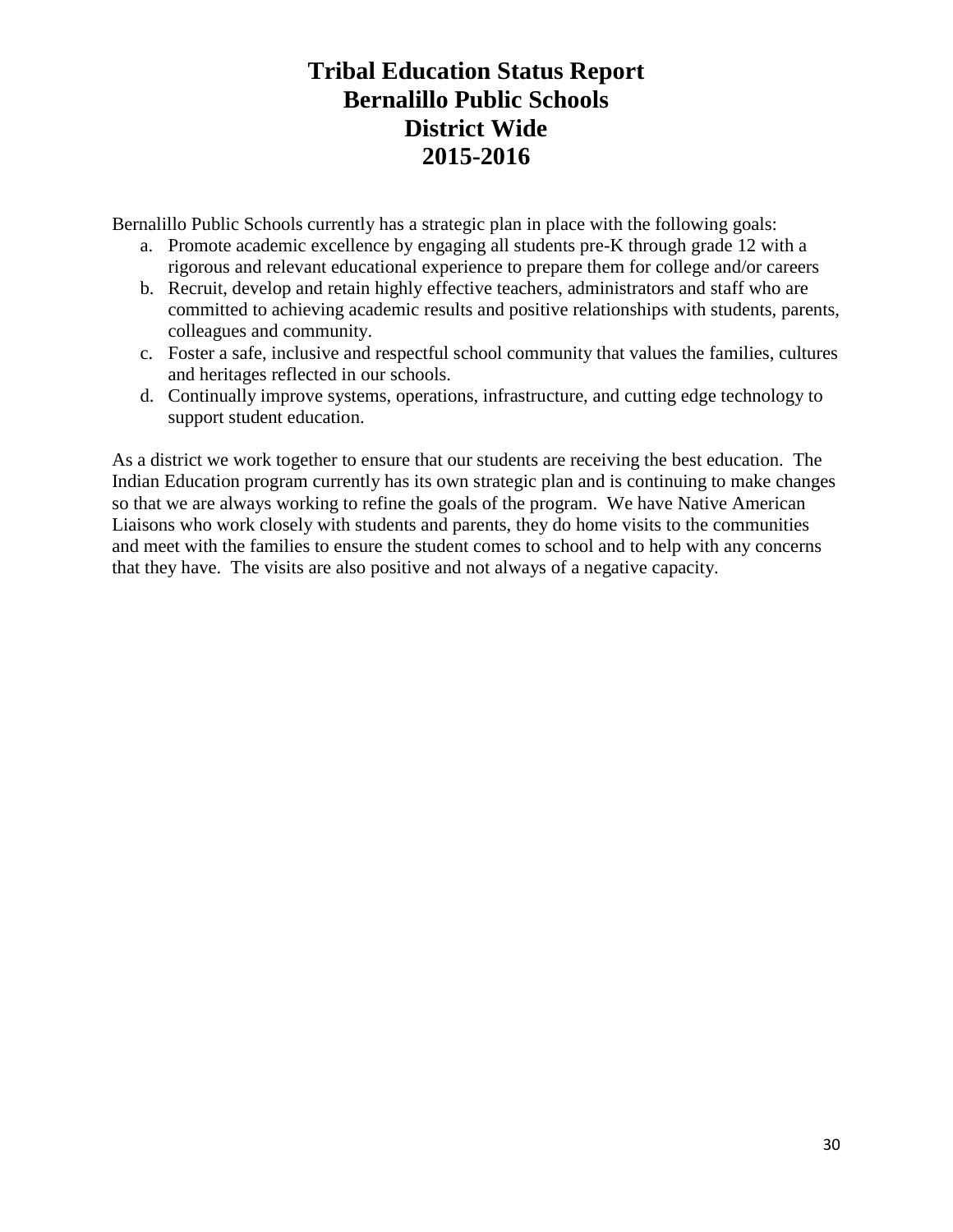# Tribal Education Status Report
# Bernalillo Public Schools
# District Wide
# 2015-2016

Bernalillo Public Schools currently has a strategic plan in place with the following goals:

a. Promote academic excellence by engaging all students pre-K through grade 12 with a rigorous and relevant educational experience to prepare them for college and/or careers
b. Recruit, develop and retain highly effective teachers, administrators and staff who are committed to achieving academic results and positive relationships with students, parents, colleagues and community.
c. Foster a safe, inclusive and respectful school community that values the families, cultures and heritages reflected in our schools.
d. Continually improve systems, operations, infrastructure, and cutting edge technology to support student education.

As a district we work together to ensure that our students are receiving the best education. The Indian Education program currently has its own strategic plan and is continuing to make changes so that we are always working to refine the goals of the program. We have Native American Liaisons who work closely with students and parents, they do home visits to the communities and meet with the families to ensure the student comes to school and to help with any concerns that they have. The visits are also positive and not always of a negative capacity.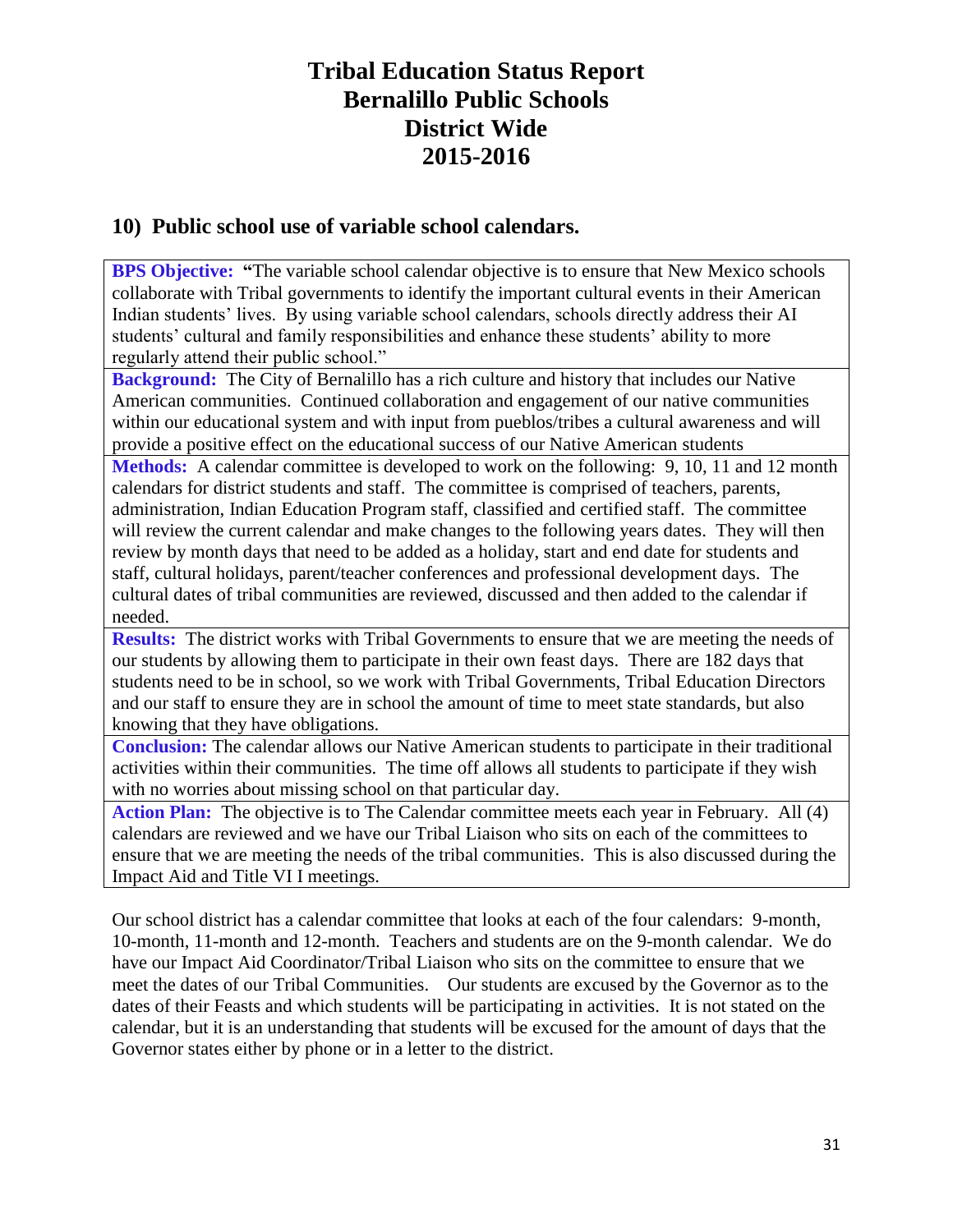# Tribal Education Status Report
# Bernalillo Public Schools
# District Wide
# 2015-2016

## 10) Public school use of variable school calendars.

**BPS Objective:** **"**The variable school calendar objective is to ensure that New Mexico schools collaborate with Tribal governments to identify the important cultural events in their American Indian students' lives. By using variable school calendars, schools directly address their AI students' cultural and family responsibilities and enhance these students' ability to more regularly attend their public school."

**Background:** The City of Bernalillo has a rich culture and history that includes our Native American communities. Continued collaboration and engagement of our native communities within our educational system and with input from pueblos/tribes a cultural awareness and will provide a positive effect on the educational success of our Native American students

**Methods:** A calendar committee is developed to work on the following: 9, 10, 11 and 12 month calendars for district students and staff. The committee is comprised of teachers, parents, administration, Indian Education Program staff, classified and certified staff. The committee will review the current calendar and make changes to the following years dates. They will then review by month days that need to be added as a holiday, start and end date for students and staff, cultural holidays, parent/teacher conferences and professional development days. The cultural dates of tribal communities are reviewed, discussed and then added to the calendar if needed.

**Results:** The district works with Tribal Governments to ensure that we are meeting the needs of our students by allowing them to participate in their own feast days. There are 182 days that students need to be in school, so we work with Tribal Governments, Tribal Education Directors and our staff to ensure they are in school the amount of time to meet state standards, but also knowing that they have obligations.

**Conclusion:** The calendar allows our Native American students to participate in their traditional activities within their communities. The time off allows all students to participate if they wish with no worries about missing school on that particular day.

**Action Plan:** The objective is to The Calendar committee meets each year in February. All (4) calendars are reviewed and we have our Tribal Liaison who sits on each of the committees to ensure that we are meeting the needs of the tribal communities. This is also discussed during the Impact Aid and Title VI I meetings.

Our school district has a calendar committee that looks at each of the four calendars: 9-month, 10-month, 11-month and 12-month. Teachers and students are on the 9-month calendar. We do have our Impact Aid Coordinator/Tribal Liaison who sits on the committee to ensure that we meet the dates of our Tribal Communities. Our students are excused by the Governor as to the dates of their Feasts and which students will be participating in activities. It is not stated on the calendar, but it is an understanding that students will be excused for the amount of days that the Governor states either by phone or in a letter to the district.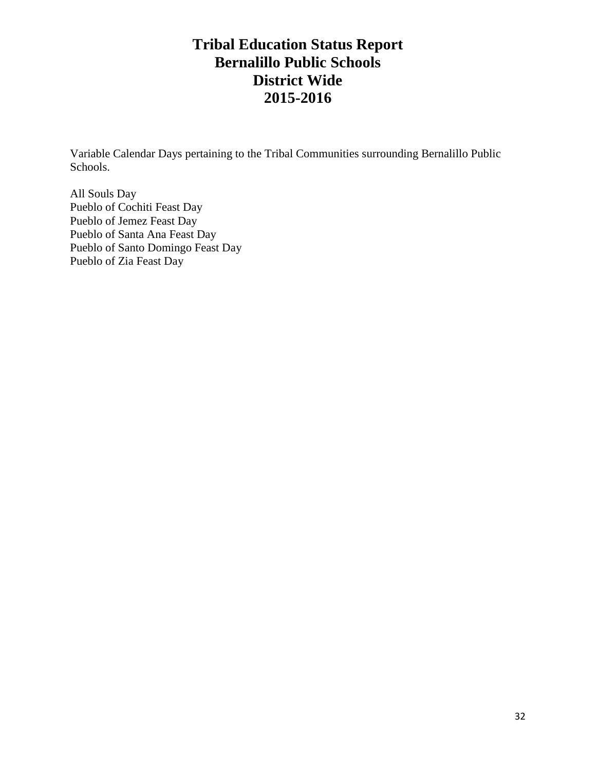# Tribal Education Status Report
# Bernalillo Public Schools
# District Wide
# 2015-2016

Variable Calendar Days pertaining to the Tribal Communities surrounding Bernalillo Public Schools.

All Souls Day
Pueblo of Cochiti Feast Day
Pueblo of Jemez Feast Day
Pueblo of Santa Ana Feast Day
Pueblo of Santo Domingo Feast Day
Pueblo of Zia Feast Day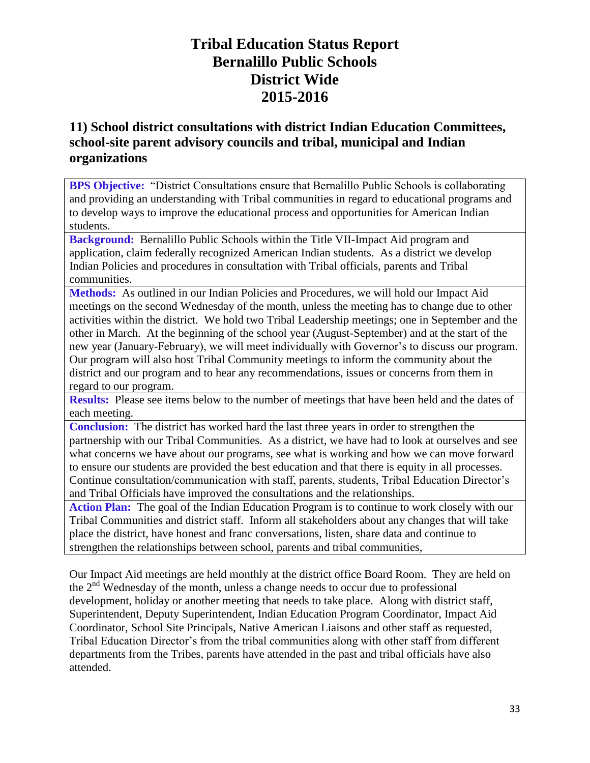# Tribal Education Status Report
# Bernalillo Public Schools
# District Wide
# 2015-2016

## 11) School district consultations with district Indian Education Committees, school-site parent advisory councils and tribal, municipal and Indian organizations

**BPS Objective:** "District Consultations ensure that Bernalillo Public Schools is collaborating and providing an understanding with Tribal communities in regard to educational programs and to develop ways to improve the educational process and opportunities for American Indian students.

**Background:** Bernalillo Public Schools within the Title VII-Impact Aid program and application, claim federally recognized American Indian students. As a district we develop Indian Policies and procedures in consultation with Tribal officials, parents and Tribal communities.

**Methods:** As outlined in our Indian Policies and Procedures, we will hold our Impact Aid meetings on the second Wednesday of the month, unless the meeting has to change due to other activities within the district. We hold two Tribal Leadership meetings; one in September and the other in March. At the beginning of the school year (August-September) and at the start of the new year (January-February), we will meet individually with Governor's to discuss our program. Our program will also host Tribal Community meetings to inform the community about the district and our program and to hear any recommendations, issues or concerns from them in regard to our program.

**Results:** Please see items below to the number of meetings that have been held and the dates of each meeting.

**Conclusion:** The district has worked hard the last three years in order to strengthen the partnership with our Tribal Communities. As a district, we have had to look at ourselves and see what concerns we have about our programs, see what is working and how we can move forward to ensure our students are provided the best education and that there is equity in all processes. Continue consultation/communication with staff, parents, students, Tribal Education Director's and Tribal Officials have improved the consultations and the relationships.

**Action Plan:** The goal of the Indian Education Program is to continue to work closely with our Tribal Communities and district staff. Inform all stakeholders about any changes that will take place the district, have honest and franc conversations, listen, share data and continue to strengthen the relationships between school, parents and tribal communities,

Our Impact Aid meetings are held monthly at the district office Board Room. They are held on the 2nd Wednesday of the month, unless a change needs to occur due to professional development, holiday or another meeting that needs to take place. Along with district staff, Superintendent, Deputy Superintendent, Indian Education Program Coordinator, Impact Aid Coordinator, School Site Principals, Native American Liaisons and other staff as requested, Tribal Education Director's from the tribal communities along with other staff from different departments from the Tribes, parents have attended in the past and tribal officials have also attended.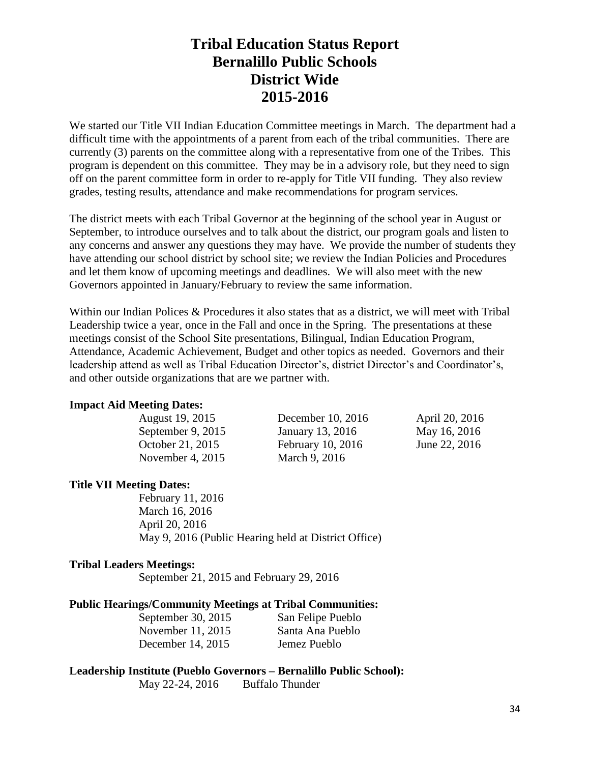# Tribal Education Status Report
# Bernalillo Public Schools
# District Wide
# 2015-2016

We started our Title VII Indian Education Committee meetings in March. The department had a difficult time with the appointments of a parent from each of the tribal communities. There are currently (3) parents on the committee along with a representative from one of the Tribes. This program is dependent on this committee. They may be in a advisory role, but they need to sign off on the parent committee form in order to re-apply for Title VII funding. They also review grades, testing results, attendance and make recommendations for program services.

The district meets with each Tribal Governor at the beginning of the school year in August or September, to introduce ourselves and to talk about the district, our program goals and listen to any concerns and answer any questions they may have. We provide the number of students they have attending our school district by school site; we review the Indian Policies and Procedures and let them know of upcoming meetings and deadlines. We will also meet with the new Governors appointed in January/February to review the same information.

Within our Indian Polices & Procedures it also states that as a district, we will meet with Tribal Leadership twice a year, once in the Fall and once in the Spring. The presentations at these meetings consist of the School Site presentations, Bilingual, Indian Education Program, Attendance, Academic Achievement, Budget and other topics as needed. Governors and their leadership attend as well as Tribal Education Director's, district Director's and Coordinator's, and other outside organizations that are we partner with.

**Impact Aid Meeting Dates:**

| | | |
|---|---|---|
| August 19, 2015 | December 10, 2016 | April 20, 2016 |
| September 9, 2015 | January 13, 2016 | May 16, 2016 |
| October 21, 2015 | February 10, 2016 | June 22, 2016 |
| November 4, 2015 | March 9, 2016 | |

**Title VII Meeting Dates:**

February 11, 2016
March 16, 2016
April 20, 2016
May 9, 2016 (Public Hearing held at District Office)

**Tribal Leaders Meetings:**

September 21, 2015 and February 29, 2016

**Public Hearings/Community Meetings at Tribal Communities:**

| | |
|---|---|
| September 30, 2015 | San Felipe Pueblo |
| November 11, 2015 | Santa Ana Pueblo |
| December 14, 2015 | Jemez Pueblo |

**Leadership Institute (Pueblo Governors – Bernalillo Public School):**

May 22-24, 2016 Buffalo Thunder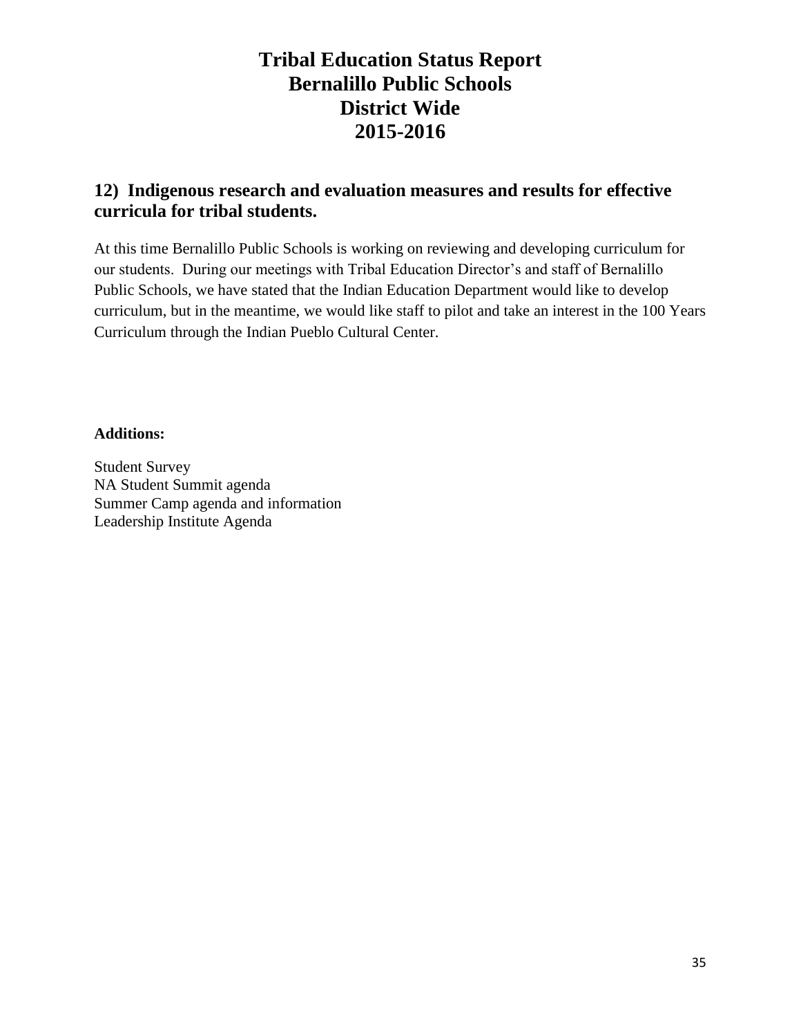# Tribal Education Status Report
# Bernalillo Public Schools
# District Wide
# 2015-2016

## 12) Indigenous research and evaluation measures and results for effective curricula for tribal students.

At this time Bernalillo Public Schools is working on reviewing and developing curriculum for our students. During our meetings with Tribal Education Director's and staff of Bernalillo Public Schools, we have stated that the Indian Education Department would like to develop curriculum, but in the meantime, we would like staff to pilot and take an interest in the 100 Years Curriculum through the Indian Pueblo Cultural Center.

**Additions:**

Student Survey
NA Student Summit agenda
Summer Camp agenda and information
Leadership Institute Agenda